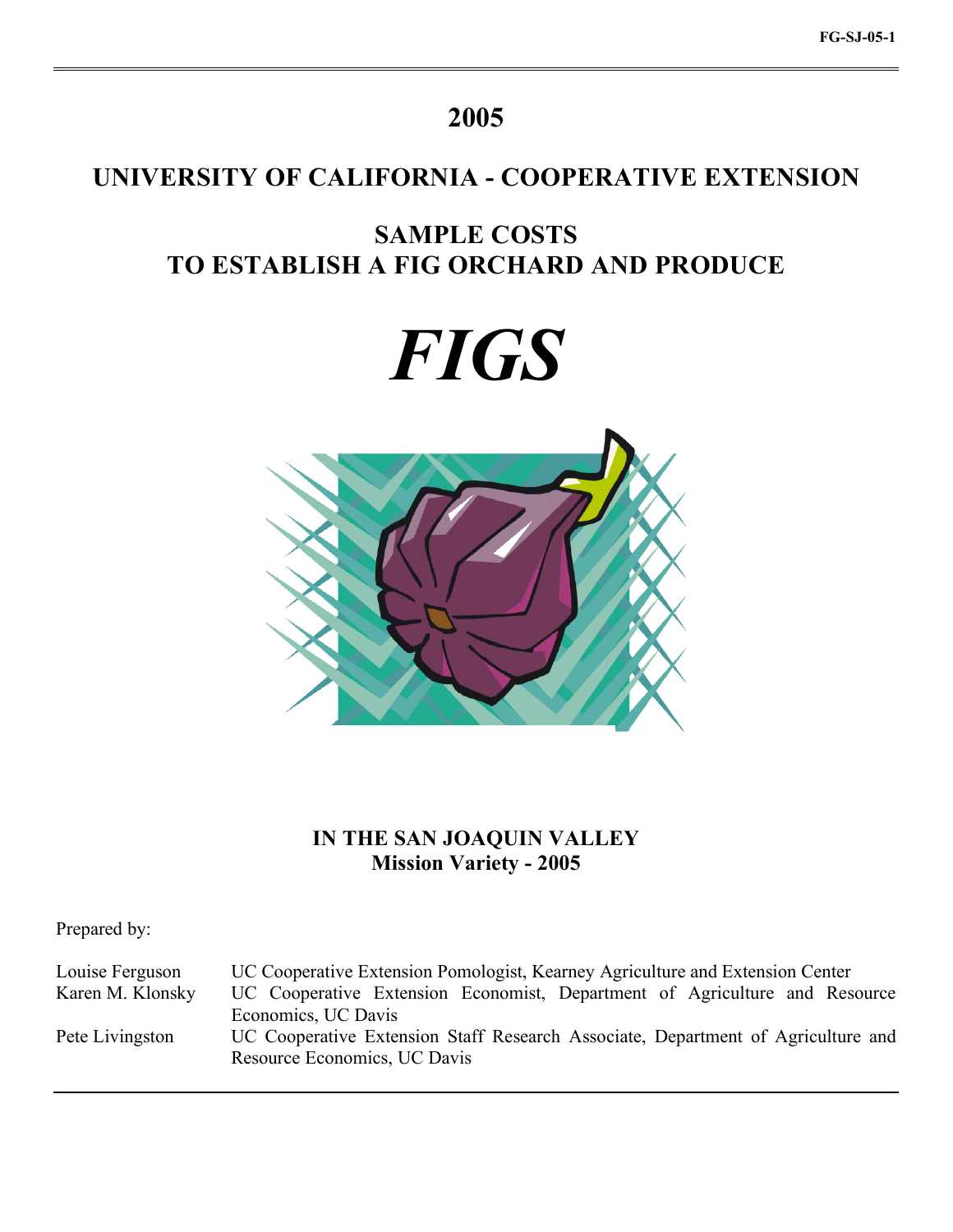FG-SJ-05-1

# 2005

# UNIVERSITY OF CALIFORNIA - COOPERATIVE EXTENSION

## SAMPLE COSTS
## TO ESTABLISH A FIG ORCHARD AND PRODUCE

# *FIGS*

**IN THE SAN JOAQUIN VALLEY**
**Mission Variety - 2005**

Prepared by:

| | |
|---|---|
| Louise Ferguson | UC Cooperative Extension Pomologist, Kearney Agriculture and Extension Center |
| Karen M. Klonsky | UC Cooperative Extension Economist, Department of Agriculture and Resource Economics, UC Davis |
| Pete Livingston | UC Cooperative Extension Staff Research Associate, Department of Agriculture and Resource Economics, UC Davis |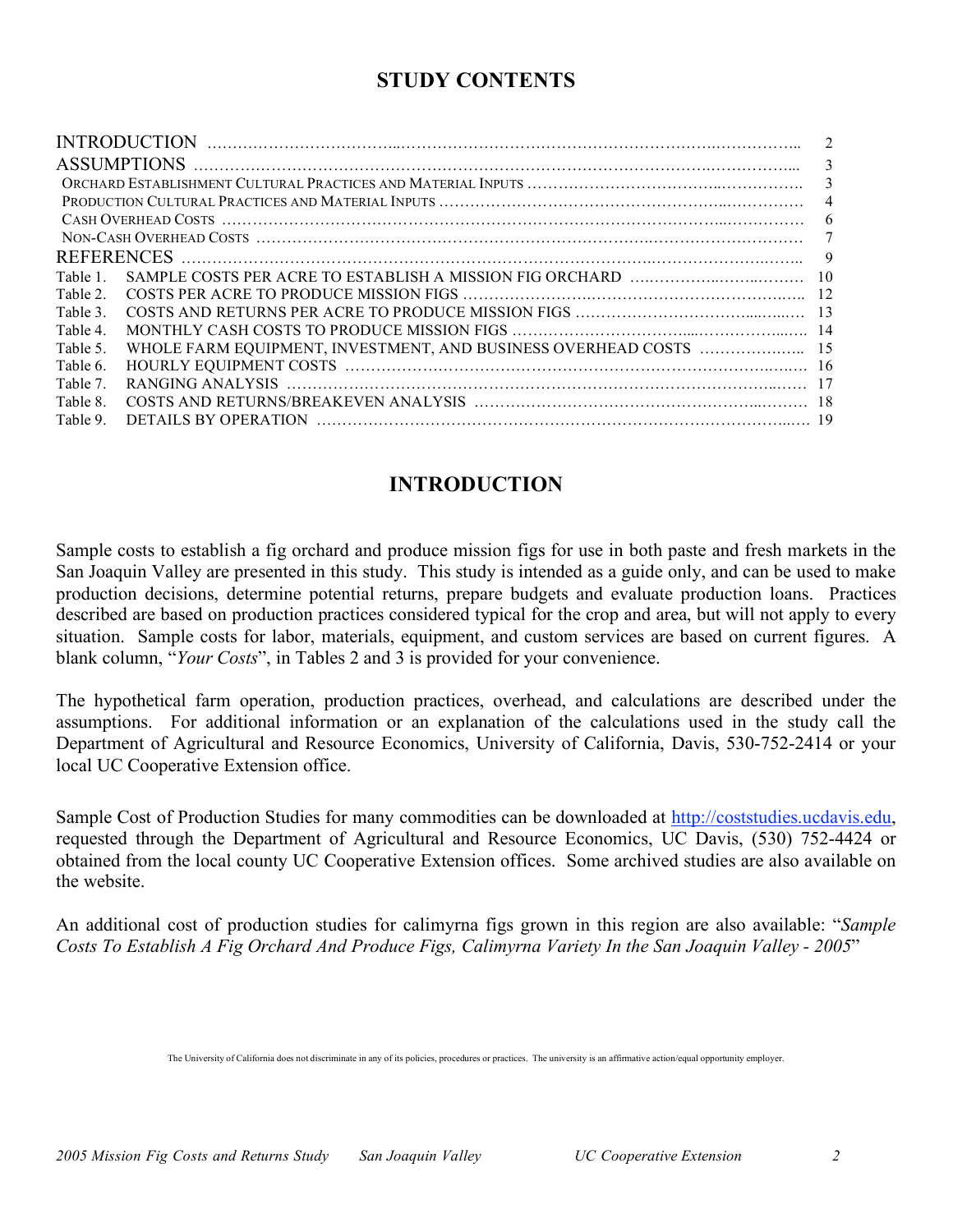## STUDY CONTENTS

| | | |
|---|---|---|
| INTRODUCTION | | 2 |
| ASSUMPTIONS | | 3 |
| Orchard Establishment Cultural Practices and Material Inputs | | 3 |
| Production Cultural Practices and Material Inputs | | 4 |
| Cash Overhead Costs | | 6 |
| Non-Cash Overhead Costs | | 7 |
| REFERENCES | | 9 |
| Table 1. | SAMPLE COSTS PER ACRE TO ESTABLISH A MISSION FIG ORCHARD | 10 |
| Table 2. | COSTS PER ACRE TO PRODUCE MISSION FIGS | 12 |
| Table 3. | COSTS AND RETURNS PER ACRE TO PRODUCE MISSION FIGS | 13 |
| Table 4. | MONTHLY CASH COSTS TO PRODUCE MISSION FIGS | 14 |
| Table 5. | WHOLE FARM EQUIPMENT, INVESTMENT, AND BUSINESS OVERHEAD COSTS | 15 |
| Table 6. | HOURLY EQUIPMENT COSTS | 16 |
| Table 7. | RANGING ANALYSIS | 17 |
| Table 8. | COSTS AND RETURNS/BREAKEVEN ANALYSIS | 18 |
| Table 9. | DETAILS BY OPERATION | 19 |

## INTRODUCTION

Sample costs to establish a fig orchard and produce mission figs for use in both paste and fresh markets in the San Joaquin Valley are presented in this study. This study is intended as a guide only, and can be used to make production decisions, determine potential returns, prepare budgets and evaluate production loans. Practices described are based on production practices considered typical for the crop and area, but will not apply to every situation. Sample costs for labor, materials, equipment, and custom services are based on current figures. A blank column, "*Your Costs*", in Tables 2 and 3 is provided for your convenience.

The hypothetical farm operation, production practices, overhead, and calculations are described under the assumptions. For additional information or an explanation of the calculations used in the study call the Department of Agricultural and Resource Economics, University of California, Davis, 530-752-2414 or your local UC Cooperative Extension office.

Sample Cost of Production Studies for many commodities can be downloaded at http://coststudies.ucdavis.edu, requested through the Department of Agricultural and Resource Economics, UC Davis, (530) 752-4424 or obtained from the local county UC Cooperative Extension offices. Some archived studies are also available on the website.

An additional cost of production studies for calimyrna figs grown in this region are also available: "*Sample Costs To Establish A Fig Orchard And Produce Figs, Calimyrna Variety In the San Joaquin Valley - 2005*"

The University of California does not discriminate in any of its policies, procedures or practices. The university is an affirmative action/equal opportunity employer.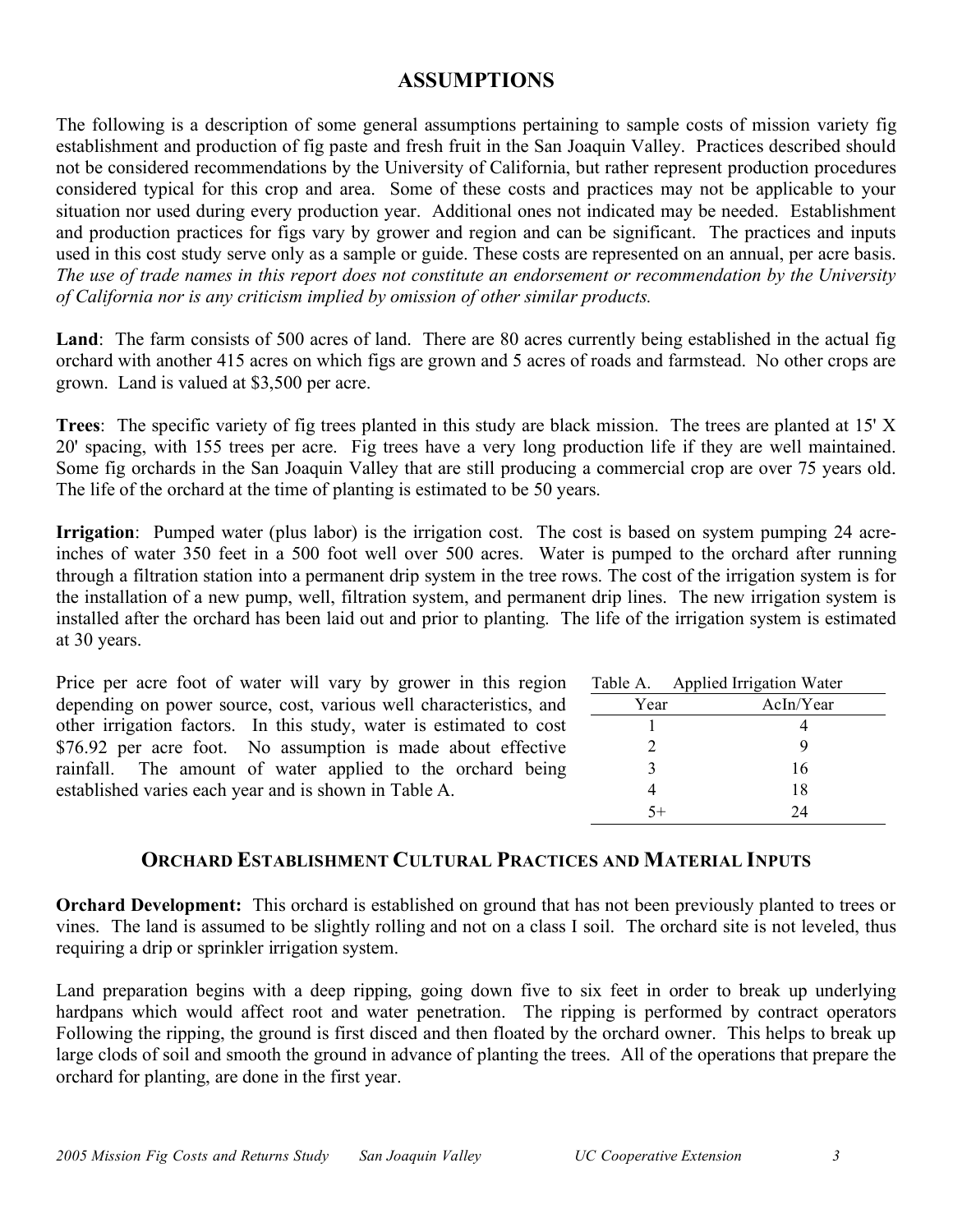## ASSUMPTIONS

The following is a description of some general assumptions pertaining to sample costs of mission variety fig establishment and production of fig paste and fresh fruit in the San Joaquin Valley. Practices described should not be considered recommendations by the University of California, but rather represent production procedures considered typical for this crop and area. Some of these costs and practices may not be applicable to your situation nor used during every production year. Additional ones not indicated may be needed. Establishment and production practices for figs vary by grower and region and can be significant. The practices and inputs used in this cost study serve only as a sample or guide. These costs are represented on an annual, per acre basis. *The use of trade names in this report does not constitute an endorsement or recommendation by the University of California nor is any criticism implied by omission of other similar products.*

**Land**: The farm consists of 500 acres of land. There are 80 acres currently being established in the actual fig orchard with another 415 acres on which figs are grown and 5 acres of roads and farmstead. No other crops are grown. Land is valued at $3,500 per acre.

**Trees**: The specific variety of fig trees planted in this study are black mission. The trees are planted at 15' X 20' spacing, with 155 trees per acre. Fig trees have a very long production life if they are well maintained. Some fig orchards in the San Joaquin Valley that are still producing a commercial crop are over 75 years old. The life of the orchard at the time of planting is estimated to be 50 years.

**Irrigation**: Pumped water (plus labor) is the irrigation cost. The cost is based on system pumping 24 acre-inches of water 350 feet in a 500 foot well over 500 acres. Water is pumped to the orchard after running through a filtration station into a permanent drip system in the tree rows. The cost of the irrigation system is for the installation of a new pump, well, filtration system, and permanent drip lines. The new irrigation system is installed after the orchard has been laid out and prior to planting. The life of the irrigation system is estimated at 30 years.

Price per acre foot of water will vary by grower in this region depending on power source, cost, various well characteristics, and other irrigation factors. In this study, water is estimated to cost $76.92 per acre foot. No assumption is made about effective rainfall. The amount of water applied to the orchard being established varies each year and is shown in Table A.

Table A. Applied Irrigation Water

| Year | AcIn/Year |
| --- | --- |
| 1 | 4 |
| 2 | 9 |
| 3 | 16 |
| 4 | 18 |
| 5+ | 24 |

## ORCHARD ESTABLISHMENT CULTURAL PRACTICES AND MATERIAL INPUTS

**Orchard Development:** This orchard is established on ground that has not been previously planted to trees or vines. The land is assumed to be slightly rolling and not on a class I soil. The orchard site is not leveled, thus requiring a drip or sprinkler irrigation system.

Land preparation begins with a deep ripping, going down five to six feet in order to break up underlying hardpans which would affect root and water penetration. The ripping is performed by contract operators Following the ripping, the ground is first disced and then floated by the orchard owner. This helps to break up large clods of soil and smooth the ground in advance of planting the trees. All of the operations that prepare the orchard for planting, are done in the first year.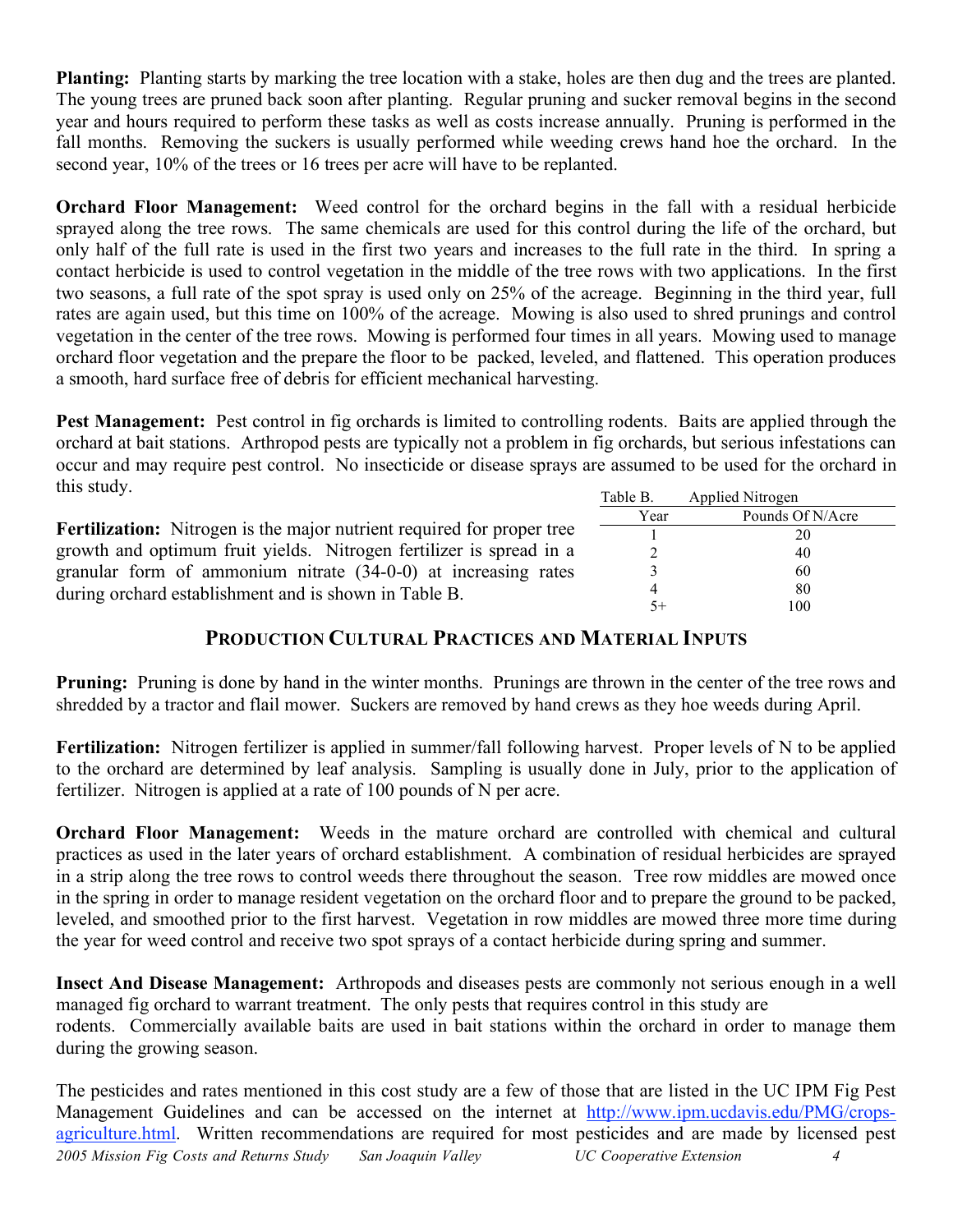**Planting:** Planting starts by marking the tree location with a stake, holes are then dug and the trees are planted. The young trees are pruned back soon after planting. Regular pruning and sucker removal begins in the second year and hours required to perform these tasks as well as costs increase annually. Pruning is performed in the fall months. Removing the suckers is usually performed while weeding crews hand hoe the orchard. In the second year, 10% of the trees or 16 trees per acre will have to be replanted.

**Orchard Floor Management:** Weed control for the orchard begins in the fall with a residual herbicide sprayed along the tree rows. The same chemicals are used for this control during the life of the orchard, but only half of the full rate is used in the first two years and increases to the full rate in the third. In spring a contact herbicide is used to control vegetation in the middle of the tree rows with two applications. In the first two seasons, a full rate of the spot spray is used only on 25% of the acreage. Beginning in the third year, full rates are again used, but this time on 100% of the acreage. Mowing is also used to shred prunings and control vegetation in the center of the tree rows. Mowing is performed four times in all years. Mowing used to manage orchard floor vegetation and the prepare the floor to be packed, leveled, and flattened. This operation produces a smooth, hard surface free of debris for efficient mechanical harvesting.

**Pest Management:** Pest control in fig orchards is limited to controlling rodents. Baits are applied through the orchard at bait stations. Arthropod pests are typically not a problem in fig orchards, but serious infestations can occur and may require pest control. No insecticide or disease sprays are assumed to be used for the orchard in this study.

**Fertilization:** Nitrogen is the major nutrient required for proper tree growth and optimum fruit yields. Nitrogen fertilizer is spread in a granular form of ammonium nitrate (34-0-0) at increasing rates during orchard establishment and is shown in Table B.

Table B. Applied Nitrogen

| Year | Pounds Of N/Acre |
|---|---|
| 1 | 20 |
| 2 | 40 |
| 3 | 60 |
| 4 | 80 |
| 5+ | 100 |

## Production Cultural Practices and Material Inputs

**Pruning:** Pruning is done by hand in the winter months. Prunings are thrown in the center of the tree rows and shredded by a tractor and flail mower. Suckers are removed by hand crews as they hoe weeds during April.

**Fertilization:** Nitrogen fertilizer is applied in summer/fall following harvest. Proper levels of N to be applied to the orchard are determined by leaf analysis. Sampling is usually done in July, prior to the application of fertilizer. Nitrogen is applied at a rate of 100 pounds of N per acre.

**Orchard Floor Management:** Weeds in the mature orchard are controlled with chemical and cultural practices as used in the later years of orchard establishment. A combination of residual herbicides are sprayed in a strip along the tree rows to control weeds there throughout the season. Tree row middles are mowed once in the spring in order to manage resident vegetation on the orchard floor and to prepare the ground to be packed, leveled, and smoothed prior to the first harvest. Vegetation in row middles are mowed three more time during the year for weed control and receive two spot sprays of a contact herbicide during spring and summer.

**Insect And Disease Management:** Arthropods and diseases pests are commonly not serious enough in a well managed fig orchard to warrant treatment. The only pests that requires control in this study are rodents. Commercially available baits are used in bait stations within the orchard in order to manage them during the growing season.

The pesticides and rates mentioned in this cost study are a few of those that are listed in the UC IPM Fig Pest Management Guidelines and can be accessed on the internet at [http://www.ipm.ucdavis.edu/PMG/crops-agriculture.html](http://www.ipm.ucdavis.edu/PMG/crops-agriculture.html). Written recommendations are required for most pesticides and are made by licensed pest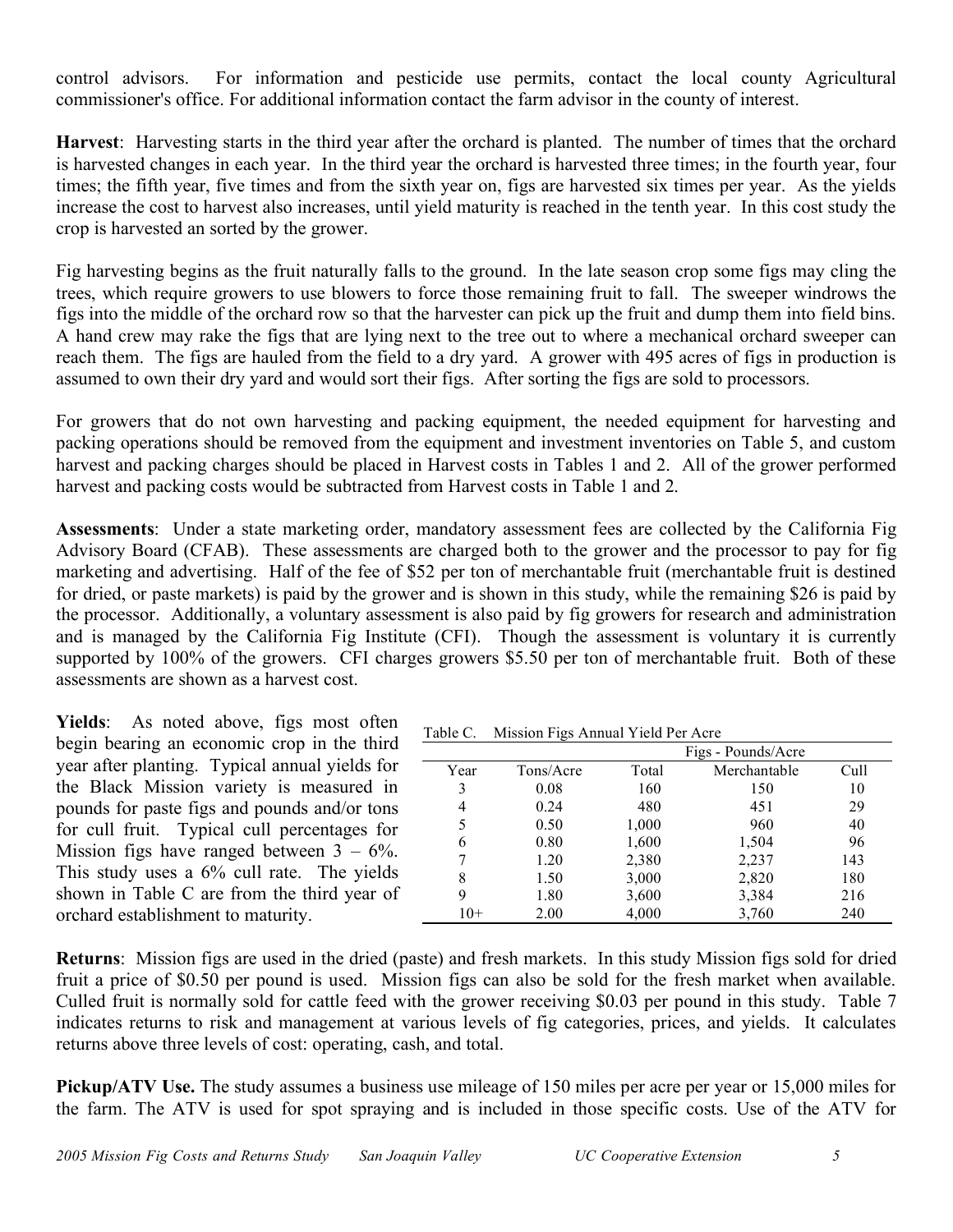control advisors. For information and pesticide use permits, contact the local county Agricultural commissioner's office. For additional information contact the farm advisor in the county of interest.

**Harvest**: Harvesting starts in the third year after the orchard is planted. The number of times that the orchard is harvested changes in each year. In the third year the orchard is harvested three times; in the fourth year, four times; the fifth year, five times and from the sixth year on, figs are harvested six times per year. As the yields increase the cost to harvest also increases, until yield maturity is reached in the tenth year. In this cost study the crop is harvested an sorted by the grower.

Fig harvesting begins as the fruit naturally falls to the ground. In the late season crop some figs may cling the trees, which require growers to use blowers to force those remaining fruit to fall. The sweeper windrows the figs into the middle of the orchard row so that the harvester can pick up the fruit and dump them into field bins. A hand crew may rake the figs that are lying next to the tree out to where a mechanical orchard sweeper can reach them. The figs are hauled from the field to a dry yard. A grower with 495 acres of figs in production is assumed to own their dry yard and would sort their figs. After sorting the figs are sold to processors.

For growers that do not own harvesting and packing equipment, the needed equipment for harvesting and packing operations should be removed from the equipment and investment inventories on Table 5, and custom harvest and packing charges should be placed in Harvest costs in Tables 1 and 2. All of the grower performed harvest and packing costs would be subtracted from Harvest costs in Table 1 and 2.

**Assessments**: Under a state marketing order, mandatory assessment fees are collected by the California Fig Advisory Board (CFAB). These assessments are charged both to the grower and the processor to pay for fig marketing and advertising. Half of the fee of $52 per ton of merchantable fruit (merchantable fruit is destined for dried, or paste markets) is paid by the grower and is shown in this study, while the remaining $26 is paid by the processor. Additionally, a voluntary assessment is also paid by fig growers for research and administration and is managed by the California Fig Institute (CFI). Though the assessment is voluntary it is currently supported by 100% of the growers. CFI charges growers $5.50 per ton of merchantable fruit. Both of these assessments are shown as a harvest cost.

**Yields**: As noted above, figs most often begin bearing an economic crop in the third year after planting. Typical annual yields for the Black Mission variety is measured in pounds for paste figs and pounds and/or tons for cull fruit. Typical cull percentages for Mission figs have ranged between 3 – 6%. This study uses a 6% cull rate. The yields shown in Table C are from the third year of orchard establishment to maturity.

Table C. Mission Figs Annual Yield Per Acre

| | | Figs - Pounds/Acre | | |
|---|---|---|---|---|
| Year | Tons/Acre | Total | Merchantable | Cull |
| 3 | 0.08 | 160 | 150 | 10 |
| 4 | 0.24 | 480 | 451 | 29 |
| 5 | 0.50 | 1,000 | 960 | 40 |
| 6 | 0.80 | 1,600 | 1,504 | 96 |
| 7 | 1.20 | 2,380 | 2,237 | 143 |
| 8 | 1.50 | 3,000 | 2,820 | 180 |
| 9 | 1.80 | 3,600 | 3,384 | 216 |
| 10+ | 2.00 | 4,000 | 3,760 | 240 |

**Returns**: Mission figs are used in the dried (paste) and fresh markets. In this study Mission figs sold for dried fruit a price of $0.50 per pound is used. Mission figs can also be sold for the fresh market when available. Culled fruit is normally sold for cattle feed with the grower receiving $0.03 per pound in this study. Table 7 indicates returns to risk and management at various levels of fig categories, prices, and yields. It calculates returns above three levels of cost: operating, cash, and total.

**Pickup/ATV Use.** The study assumes a business use mileage of 150 miles per acre per year or 15,000 miles for the farm. The ATV is used for spot spraying and is included in those specific costs. Use of the ATV for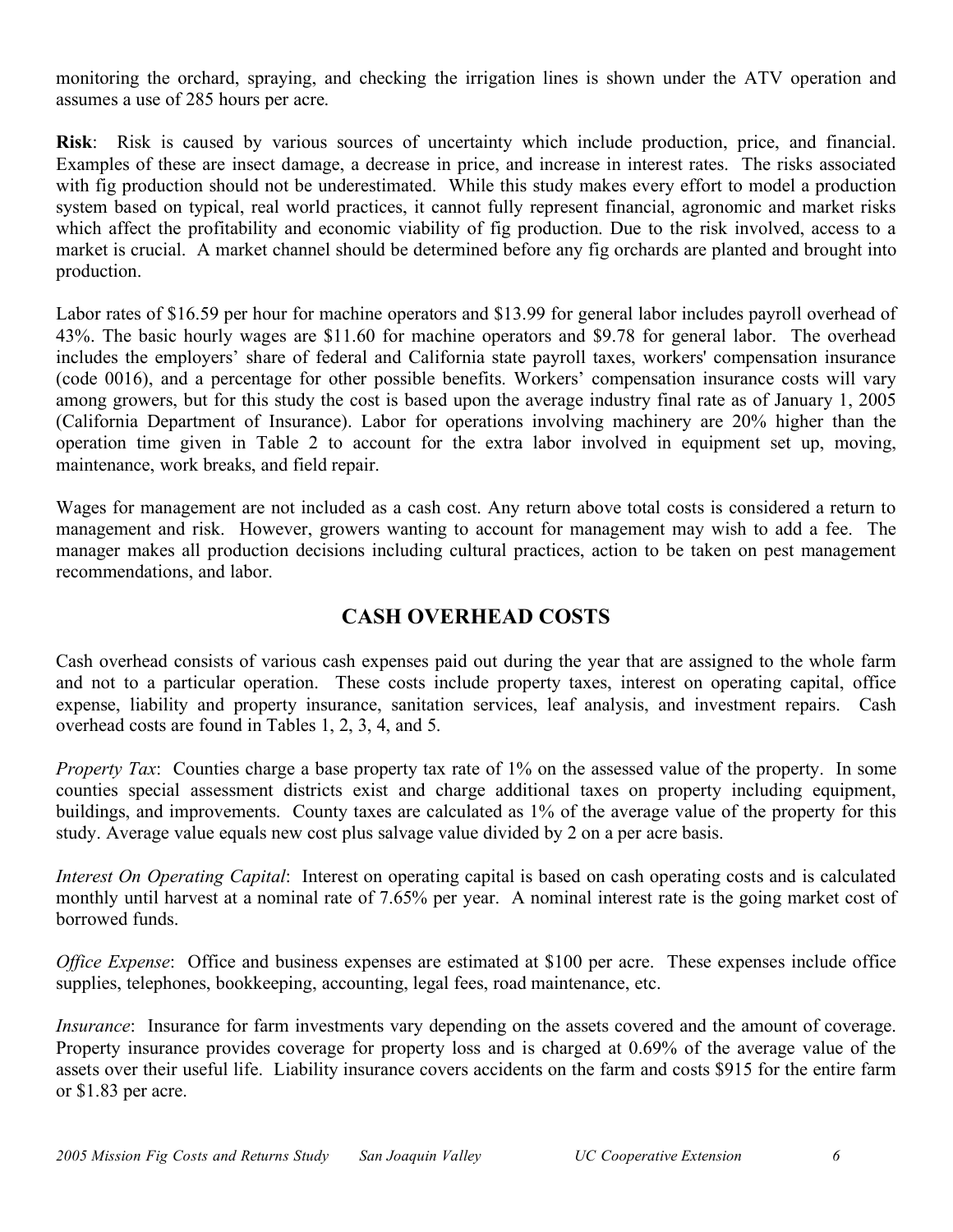monitoring the orchard, spraying, and checking the irrigation lines is shown under the ATV operation and assumes a use of 285 hours per acre.

**Risk**: Risk is caused by various sources of uncertainty which include production, price, and financial. Examples of these are insect damage, a decrease in price, and increase in interest rates. The risks associated with fig production should not be underestimated. While this study makes every effort to model a production system based on typical, real world practices, it cannot fully represent financial, agronomic and market risks which affect the profitability and economic viability of fig production. Due to the risk involved, access to a market is crucial. A market channel should be determined before any fig orchards are planted and brought into production.

Labor rates of $16.59 per hour for machine operators and $13.99 for general labor includes payroll overhead of 43%. The basic hourly wages are $11.60 for machine operators and $9.78 for general labor. The overhead includes the employers' share of federal and California state payroll taxes, workers' compensation insurance (code 0016), and a percentage for other possible benefits. Workers' compensation insurance costs will vary among growers, but for this study the cost is based upon the average industry final rate as of January 1, 2005 (California Department of Insurance). Labor for operations involving machinery are 20% higher than the operation time given in Table 2 to account for the extra labor involved in equipment set up, moving, maintenance, work breaks, and field repair.

Wages for management are not included as a cash cost. Any return above total costs is considered a return to management and risk. However, growers wanting to account for management may wish to add a fee. The manager makes all production decisions including cultural practices, action to be taken on pest management recommendations, and labor.

## CASH OVERHEAD COSTS

Cash overhead consists of various cash expenses paid out during the year that are assigned to the whole farm and not to a particular operation. These costs include property taxes, interest on operating capital, office expense, liability and property insurance, sanitation services, leaf analysis, and investment repairs. Cash overhead costs are found in Tables 1, 2, 3, 4, and 5.

*Property Tax*: Counties charge a base property tax rate of 1% on the assessed value of the property. In some counties special assessment districts exist and charge additional taxes on property including equipment, buildings, and improvements. County taxes are calculated as 1% of the average value of the property for this study. Average value equals new cost plus salvage value divided by 2 on a per acre basis.

*Interest On Operating Capital*: Interest on operating capital is based on cash operating costs and is calculated monthly until harvest at a nominal rate of 7.65% per year. A nominal interest rate is the going market cost of borrowed funds.

*Office Expense*: Office and business expenses are estimated at $100 per acre. These expenses include office supplies, telephones, bookkeeping, accounting, legal fees, road maintenance, etc.

*Insurance*: Insurance for farm investments vary depending on the assets covered and the amount of coverage. Property insurance provides coverage for property loss and is charged at 0.69% of the average value of the assets over their useful life. Liability insurance covers accidents on the farm and costs $915 for the entire farm or $1.83 per acre.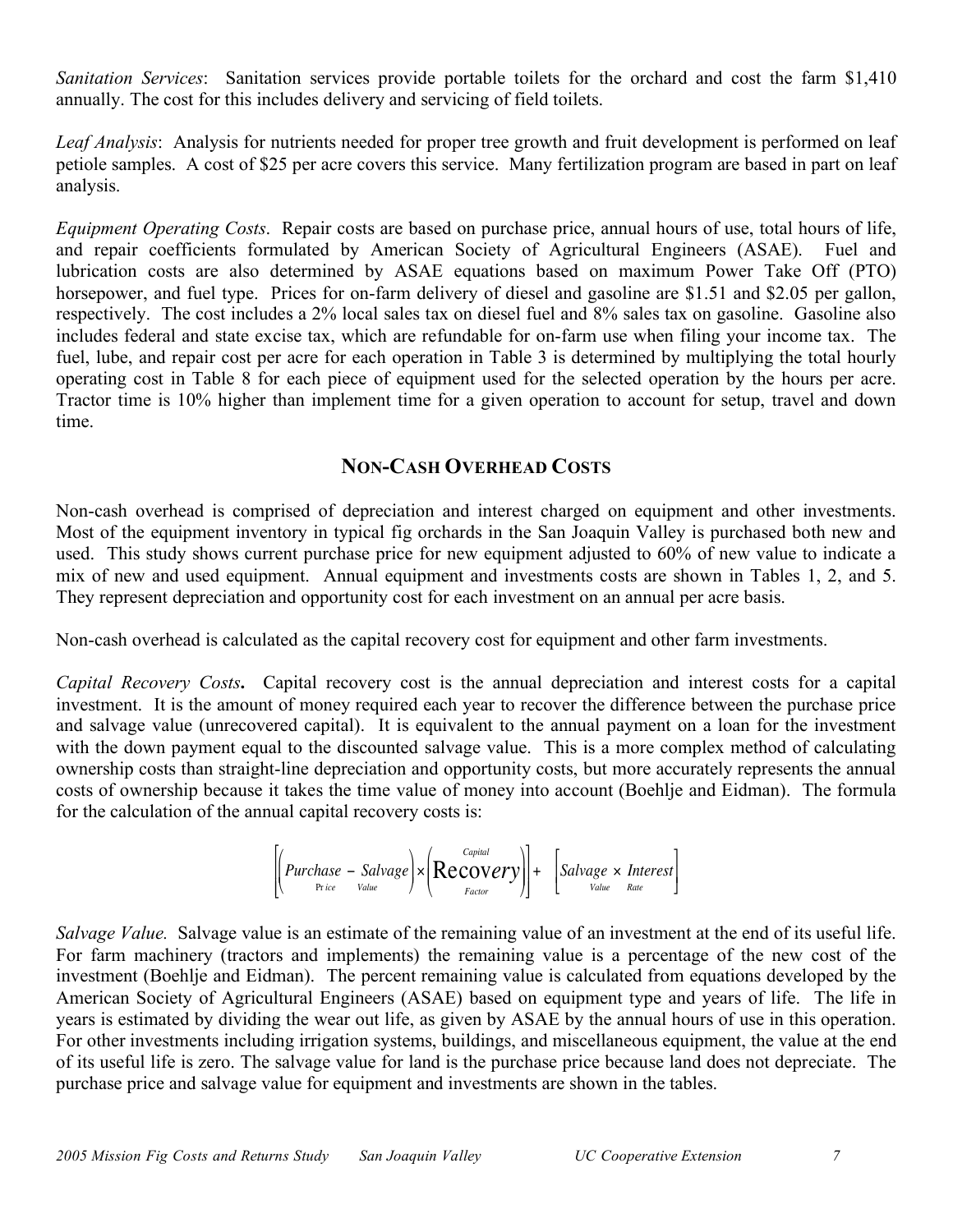*Sanitation Services*: Sanitation services provide portable toilets for the orchard and cost the farm $1,410 annually. The cost for this includes delivery and servicing of field toilets.

*Leaf Analysis*: Analysis for nutrients needed for proper tree growth and fruit development is performed on leaf petiole samples. A cost of $25 per acre covers this service. Many fertilization program are based in part on leaf analysis.

*Equipment Operating Costs*. Repair costs are based on purchase price, annual hours of use, total hours of life, and repair coefficients formulated by American Society of Agricultural Engineers (ASAE). Fuel and lubrication costs are also determined by ASAE equations based on maximum Power Take Off (PTO) horsepower, and fuel type. Prices for on-farm delivery of diesel and gasoline are $1.51 and $2.05 per gallon, respectively. The cost includes a 2% local sales tax on diesel fuel and 8% sales tax on gasoline. Gasoline also includes federal and state excise tax, which are refundable for on-farm use when filing your income tax. The fuel, lube, and repair cost per acre for each operation in Table 3 is determined by multiplying the total hourly operating cost in Table 8 for each piece of equipment used for the selected operation by the hours per acre. Tractor time is 10% higher than implement time for a given operation to account for setup, travel and down time.

## NON-CASH OVERHEAD COSTS

Non-cash overhead is comprised of depreciation and interest charged on equipment and other investments. Most of the equipment inventory in typical fig orchards in the San Joaquin Valley is purchased both new and used. This study shows current purchase price for new equipment adjusted to 60% of new value to indicate a mix of new and used equipment. Annual equipment and investments costs are shown in Tables 1, 2, and 5. They represent depreciation and opportunity cost for each investment on an annual per acre basis.

Non-cash overhead is calculated as the capital recovery cost for equipment and other farm investments.

*Capital Recovery Costs***.** Capital recovery cost is the annual depreciation and interest costs for a capital investment. It is the amount of money required each year to recover the difference between the purchase price and salvage value (unrecovered capital). It is equivalent to the annual payment on a loan for the investment with the down payment equal to the discounted salvage value. This is a more complex method of calculating ownership costs than straight-line depreciation and opportunity costs, but more accurately represents the annual costs of ownership because it takes the time value of money into account (Boehlje and Eidman). The formula for the calculation of the annual capital recovery costs is:

$$\left[\left(\underset{\text{Price}}{Purchase} - \underset{\text{Value}}{Salvage}\right) \times \left(\underset{\text{Factor}}{\overset{\text{Capital}}{Recovery}}\right)\right] + \left[\underset{\text{Value}}{Salvage} \times \underset{\text{Rate}}{Interest}\right]$$

*Salvage Value.* Salvage value is an estimate of the remaining value of an investment at the end of its useful life. For farm machinery (tractors and implements) the remaining value is a percentage of the new cost of the investment (Boehlje and Eidman). The percent remaining value is calculated from equations developed by the American Society of Agricultural Engineers (ASAE) based on equipment type and years of life. The life in years is estimated by dividing the wear out life, as given by ASAE by the annual hours of use in this operation. For other investments including irrigation systems, buildings, and miscellaneous equipment, the value at the end of its useful life is zero. The salvage value for land is the purchase price because land does not depreciate. The purchase price and salvage value for equipment and investments are shown in the tables.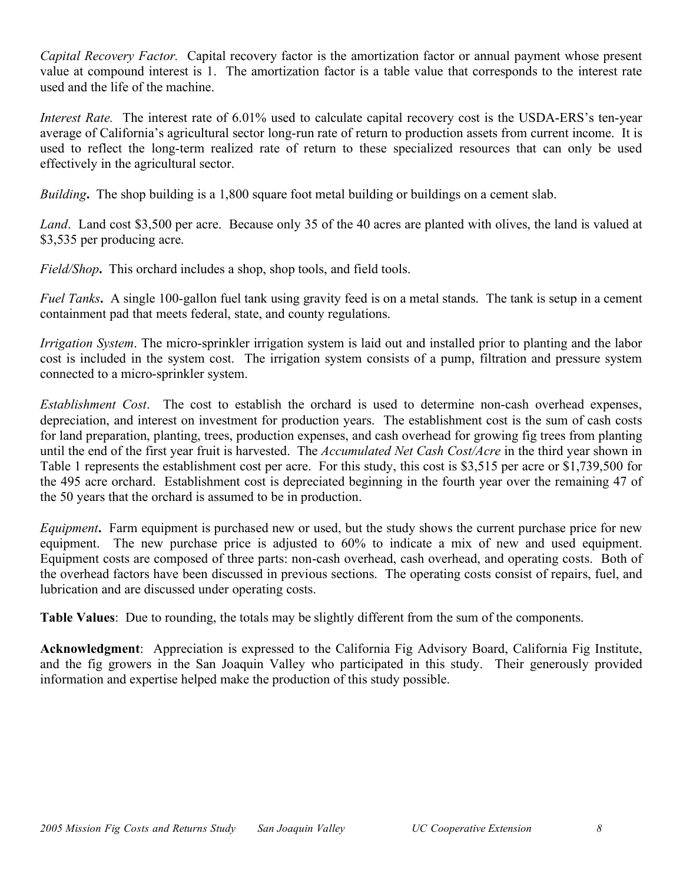*Capital Recovery Factor.* Capital recovery factor is the amortization factor or annual payment whose present value at compound interest is 1. The amortization factor is a table value that corresponds to the interest rate used and the life of the machine.

*Interest Rate.* The interest rate of 6.01% used to calculate capital recovery cost is the USDA-ERS's ten-year average of California's agricultural sector long-run rate of return to production assets from current income. It is used to reflect the long-term realized rate of return to these specialized resources that can only be used effectively in the agricultural sector.

*Building***.** The shop building is a 1,800 square foot metal building or buildings on a cement slab.

*Land*. Land cost $3,500 per acre. Because only 35 of the 40 acres are planted with olives, the land is valued at $3,535 per producing acre.

*Field/Shop***.** This orchard includes a shop, shop tools, and field tools.

*Fuel Tanks***.** A single 100-gallon fuel tank using gravity feed is on a metal stands. The tank is setup in a cement containment pad that meets federal, state, and county regulations.

*Irrigation System*. The micro-sprinkler irrigation system is laid out and installed prior to planting and the labor cost is included in the system cost. The irrigation system consists of a pump, filtration and pressure system connected to a micro-sprinkler system.

*Establishment Cost*. The cost to establish the orchard is used to determine non-cash overhead expenses, depreciation, and interest on investment for production years. The establishment cost is the sum of cash costs for land preparation, planting, trees, production expenses, and cash overhead for growing fig trees from planting until the end of the first year fruit is harvested. The *Accumulated Net Cash Cost/Acre* in the third year shown in Table 1 represents the establishment cost per acre. For this study, this cost is $3,515 per acre or $1,739,500 for the 495 acre orchard. Establishment cost is depreciated beginning in the fourth year over the remaining 47 of the 50 years that the orchard is assumed to be in production.

*Equipment***.** Farm equipment is purchased new or used, but the study shows the current purchase price for new equipment. The new purchase price is adjusted to 60% to indicate a mix of new and used equipment. Equipment costs are composed of three parts: non-cash overhead, cash overhead, and operating costs. Both of the overhead factors have been discussed in previous sections. The operating costs consist of repairs, fuel, and lubrication and are discussed under operating costs.

**Table Values**: Due to rounding, the totals may be slightly different from the sum of the components.

**Acknowledgment**: Appreciation is expressed to the California Fig Advisory Board, California Fig Institute, and the fig growers in the San Joaquin Valley who participated in this study. Their generously provided information and expertise helped make the production of this study possible.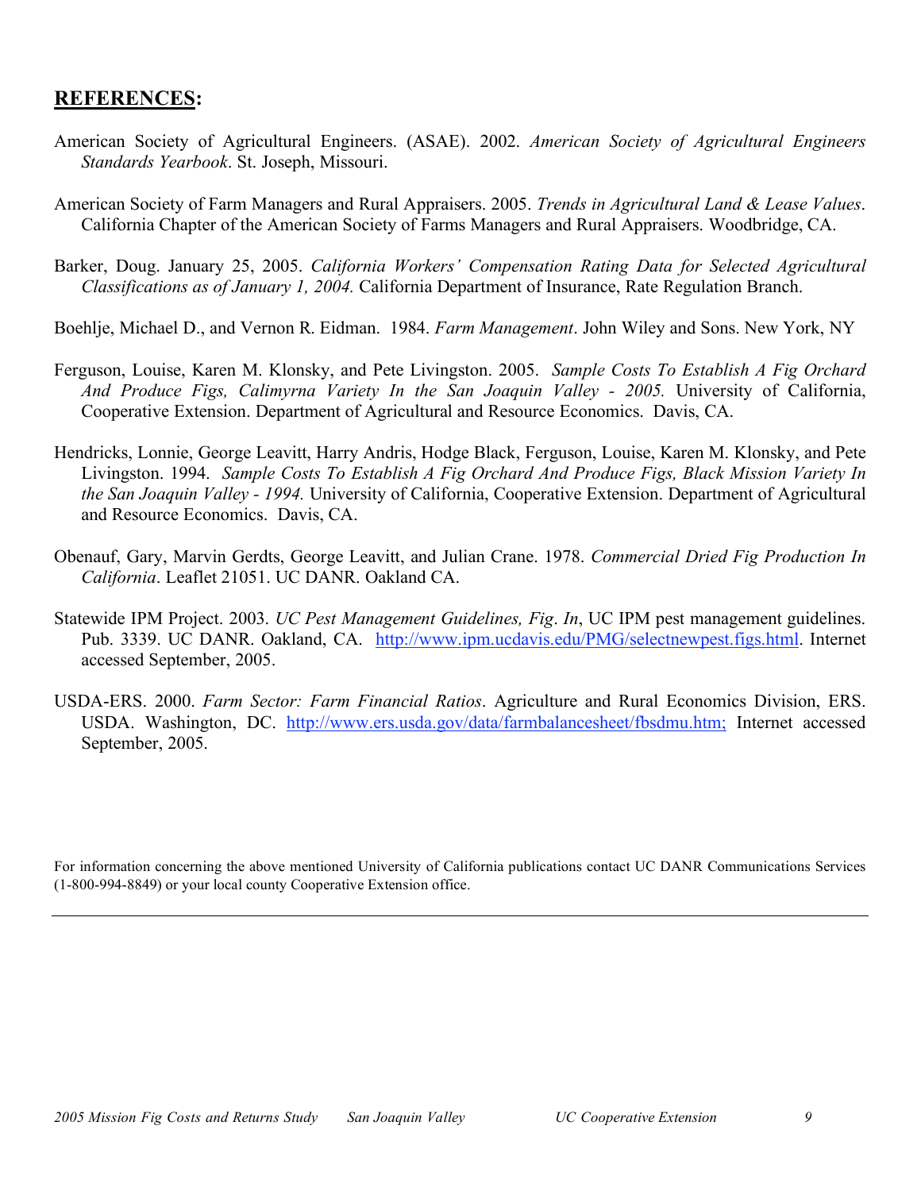## **REFERENCES:**

American Society of Agricultural Engineers. (ASAE). 2002. *American Society of Agricultural Engineers Standards Yearbook*. St. Joseph, Missouri.

American Society of Farm Managers and Rural Appraisers. 2005. *Trends in Agricultural Land & Lease Values*. California Chapter of the American Society of Farms Managers and Rural Appraisers. Woodbridge, CA.

Barker, Doug. January 25, 2005. *California Workers' Compensation Rating Data for Selected Agricultural Classifications as of January 1, 2004.* California Department of Insurance, Rate Regulation Branch.

Boehlje, Michael D., and Vernon R. Eidman. 1984. *Farm Management*. John Wiley and Sons. New York, NY

Ferguson, Louise, Karen M. Klonsky, and Pete Livingston. 2005. *Sample Costs To Establish A Fig Orchard And Produce Figs, Calimyrna Variety In the San Joaquin Valley - 2005.* University of California, Cooperative Extension. Department of Agricultural and Resource Economics. Davis, CA.

Hendricks, Lonnie, George Leavitt, Harry Andris, Hodge Black, Ferguson, Louise, Karen M. Klonsky, and Pete Livingston. 1994. *Sample Costs To Establish A Fig Orchard And Produce Figs, Black Mission Variety In the San Joaquin Valley - 1994.* University of California, Cooperative Extension. Department of Agricultural and Resource Economics. Davis, CA.

Obenauf, Gary, Marvin Gerdts, George Leavitt, and Julian Crane. 1978. *Commercial Dried Fig Production In California*. Leaflet 21051. UC DANR. Oakland CA.

Statewide IPM Project. 2003. *UC Pest Management Guidelines, Fig*. *In*, UC IPM pest management guidelines. Pub. 3339. UC DANR. Oakland, CA. http://www.ipm.ucdavis.edu/PMG/selectnewpest.figs.html. Internet accessed September, 2005.

USDA-ERS. 2000. *Farm Sector: Farm Financial Ratios*. Agriculture and Rural Economics Division, ERS. USDA. Washington, DC. http://www.ers.usda.gov/data/farmbalancesheet/fbsdmu.htm; Internet accessed September, 2005.

For information concerning the above mentioned University of California publications contact UC DANR Communications Services (1-800-994-8849) or your local county Cooperative Extension office.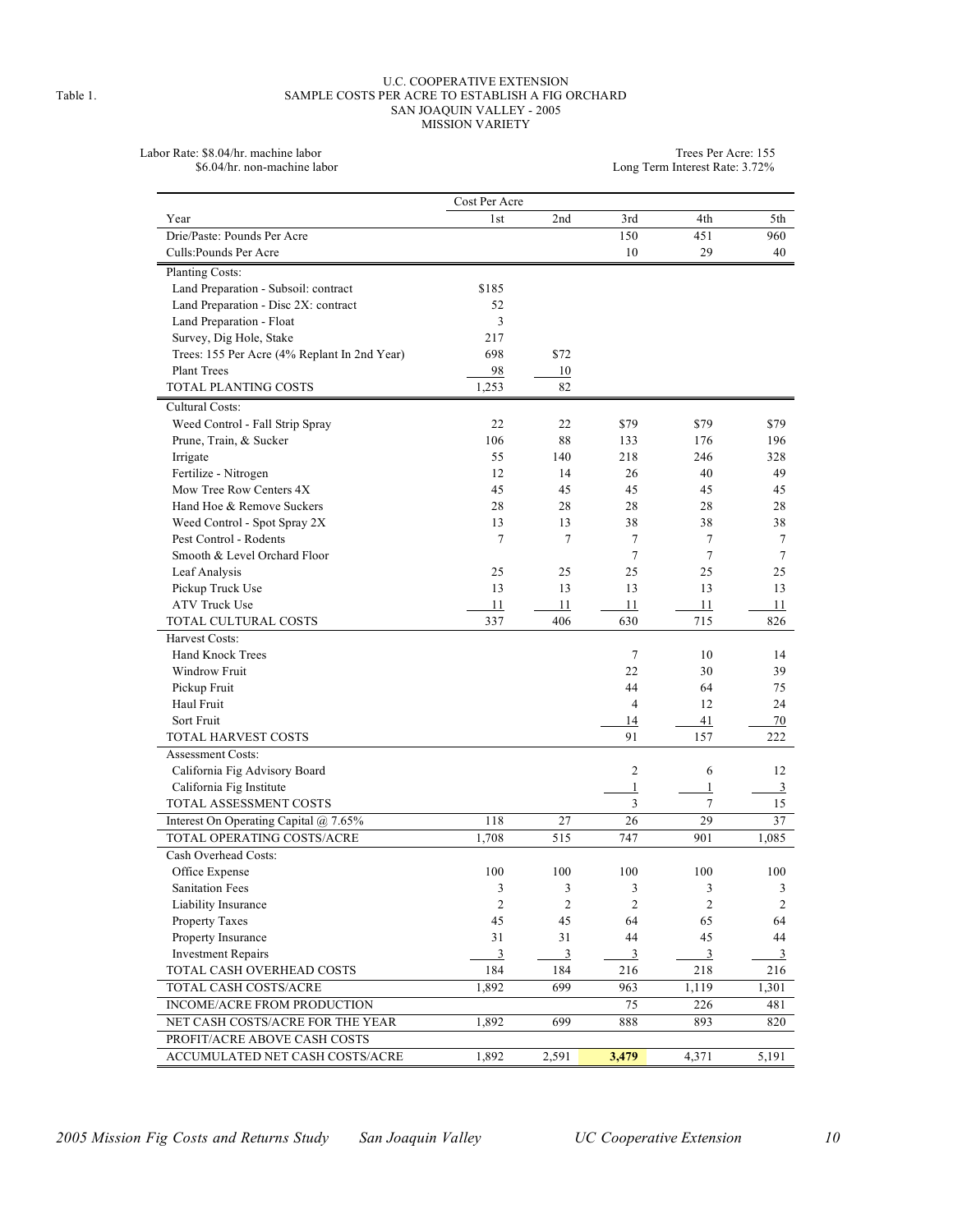Table 1.

U.C. COOPERATIVE EXTENSION
SAMPLE COSTS PER ACRE TO ESTABLISH A FIG ORCHARD
SAN JOAQUIN VALLEY - 2005
MISSION VARIETY

Labor Rate: $8.04/hr. machine labor
$6.04/hr. non-machine labor

Trees Per Acre: 155
Long Term Interest Rate: 3.72%

| | Cost Per Acre | | | | |
|---|---|---|---|---|---|
| Year | 1st | 2nd | 3rd | 4th | 5th |
| Drie/Paste: Pounds Per Acre | | | 150 | 451 | 960 |
| Culls:Pounds Per Acre | | | 10 | 29 | 40 |
| Planting Costs: | | | | | |
| Land Preparation - Subsoil: contract | $185 | | | | |
| Land Preparation - Disc 2X: contract | 52 | | | | |
| Land Preparation - Float | 3 | | | | |
| Survey, Dig Hole, Stake | 217 | | | | |
| Trees: 155 Per Acre (4% Replant In 2nd Year) | 698 | $72 | | | |
| Plant Trees | 98 | 10 | | | |
| TOTAL PLANTING COSTS | 1,253 | 82 | | | |
| Cultural Costs: | | | | | |
| Weed Control - Fall Strip Spray | 22 | 22 | $79 | $79 | $79 |
| Prune, Train, & Sucker | 106 | 88 | 133 | 176 | 196 |
| Irrigate | 55 | 140 | 218 | 246 | 328 |
| Fertilize - Nitrogen | 12 | 14 | 26 | 40 | 49 |
| Mow Tree Row Centers 4X | 45 | 45 | 45 | 45 | 45 |
| Hand Hoe & Remove Suckers | 28 | 28 | 28 | 28 | 28 |
| Weed Control - Spot Spray 2X | 13 | 13 | 38 | 38 | 38 |
| Pest Control - Rodents | 7 | 7 | 7 | 7 | 7 |
| Smooth & Level Orchard Floor | | | 7 | 7 | 7 |
| Leaf Analysis | 25 | 25 | 25 | 25 | 25 |
| Pickup Truck Use | 13 | 13 | 13 | 13 | 13 |
| ATV Truck Use | 11 | 11 | 11 | 11 | 11 |
| TOTAL CULTURAL COSTS | 337 | 406 | 630 | 715 | 826 |
| Harvest Costs: | | | | | |
| Hand Knock Trees | | | 7 | 10 | 14 |
| Windrow Fruit | | | 22 | 30 | 39 |
| Pickup Fruit | | | 44 | 64 | 75 |
| Haul Fruit | | | 4 | 12 | 24 |
| Sort Fruit | | | 14 | 41 | 70 |
| TOTAL HARVEST COSTS | | | 91 | 157 | 222 |
| Assessment Costs: | | | | | |
| California Fig Advisory Board | | | 2 | 6 | 12 |
| California Fig Institute | | | 1 | 1 | 3 |
| TOTAL ASSESSMENT COSTS | | | 3 | 7 | 15 |
| Interest On Operating Capital @ 7.65% | 118 | 27 | 26 | 29 | 37 |
| TOTAL OPERATING COSTS/ACRE | 1,708 | 515 | 747 | 901 | 1,085 |
| Cash Overhead Costs: | | | | | |
| Office Expense | 100 | 100 | 100 | 100 | 100 |
| Sanitation Fees | 3 | 3 | 3 | 3 | 3 |
| Liability Insurance | 2 | 2 | 2 | 2 | 2 |
| Property Taxes | 45 | 45 | 64 | 65 | 64 |
| Property Insurance | 31 | 31 | 44 | 45 | 44 |
| Investment Repairs | 3 | 3 | 3 | 3 | 3 |
| TOTAL CASH OVERHEAD COSTS | 184 | 184 | 216 | 218 | 216 |
| TOTAL CASH COSTS/ACRE | 1,892 | 699 | 963 | 1,119 | 1,301 |
| INCOME/ACRE FROM PRODUCTION | | | 75 | 226 | 481 |
| NET CASH COSTS/ACRE FOR THE YEAR | 1,892 | 699 | 888 | 893 | 820 |
| PROFIT/ACRE ABOVE CASH COSTS | | | | | |
| ACCUMULATED NET CASH COSTS/ACRE | 1,892 | 2,591 | **3,479** | 4,371 | 5,191 |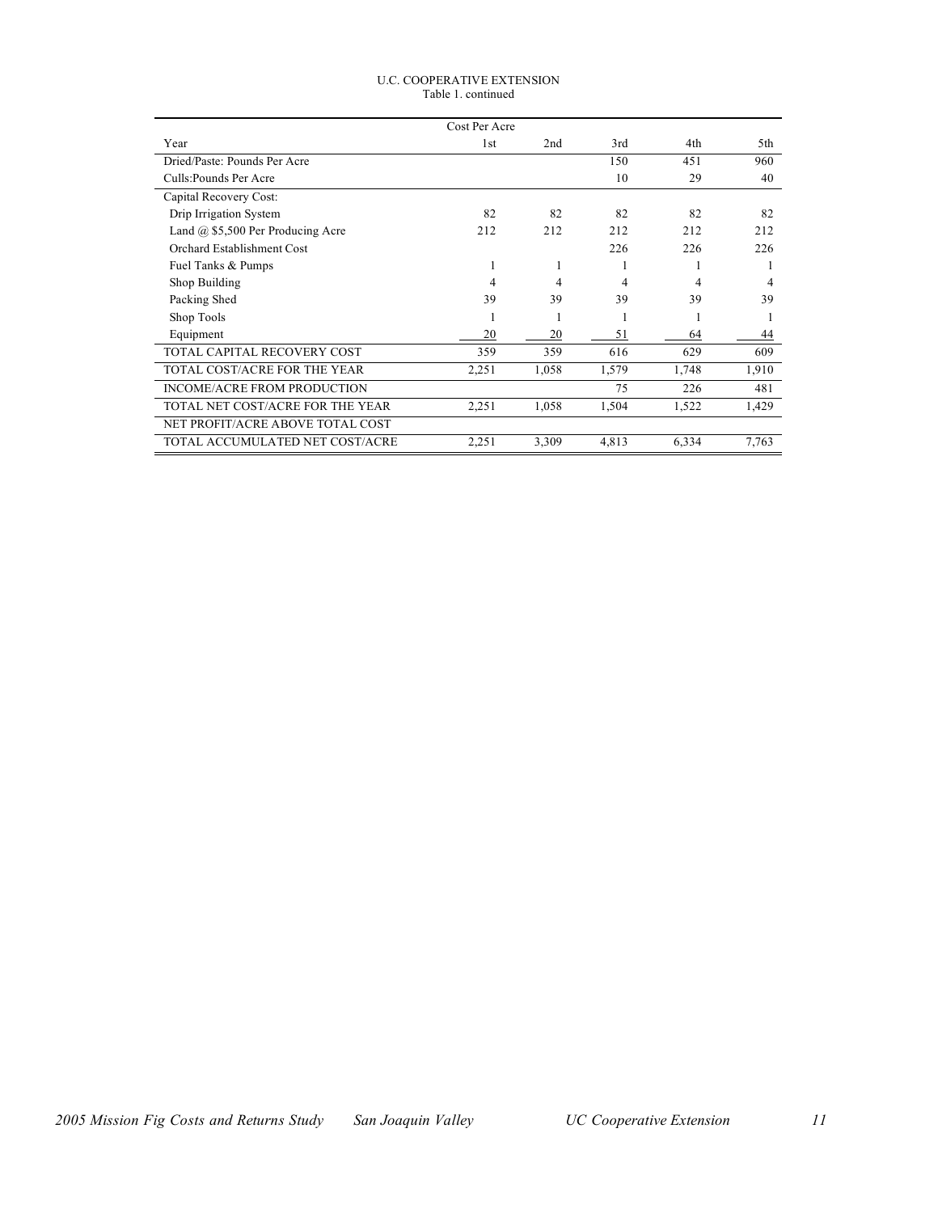U.C. COOPERATIVE EXTENSION
Table 1. continued

| | Cost Per Acre | | | | |
|---|---|---|---|---|---|
| Year | 1st | 2nd | 3rd | 4th | 5th |
| Dried/Paste: Pounds Per Acre | | | 150 | 451 | 960 |
| Culls:Pounds Per Acre | | | 10 | 29 | 40 |
| Capital Recovery Cost: | | | | | |
| Drip Irrigation System | 82 | 82 | 82 | 82 | 82 |
| Land @ $5,500 Per Producing Acre | 212 | 212 | 212 | 212 | 212 |
| Orchard Establishment Cost | | | 226 | 226 | 226 |
| Fuel Tanks & Pumps | 1 | 1 | 1 | 1 | 1 |
| Shop Building | 4 | 4 | 4 | 4 | 4 |
| Packing Shed | 39 | 39 | 39 | 39 | 39 |
| Shop Tools | 1 | 1 | 1 | 1 | 1 |
| Equipment | 20 | 20 | 51 | 64 | 44 |
| TOTAL CAPITAL RECOVERY COST | 359 | 359 | 616 | 629 | 609 |
| TOTAL COST/ACRE FOR THE YEAR | 2,251 | 1,058 | 1,579 | 1,748 | 1,910 |
| INCOME/ACRE FROM PRODUCTION | | | 75 | 226 | 481 |
| TOTAL NET COST/ACRE FOR THE YEAR | 2,251 | 1,058 | 1,504 | 1,522 | 1,429 |
| NET PROFIT/ACRE ABOVE TOTAL COST | | | | | |
| TOTAL ACCUMULATED NET COST/ACRE | 2,251 | 3,309 | 4,813 | 6,334 | 7,763 |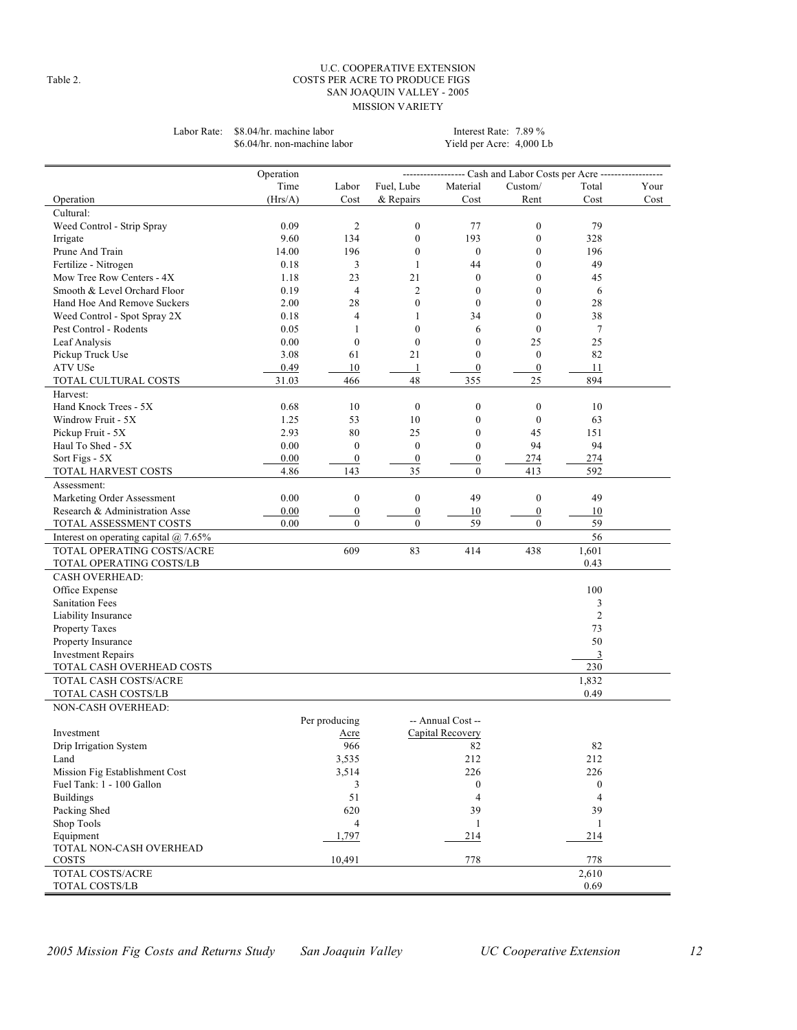Table 2.

# U.C. COOPERATIVE EXTENSION
## COSTS PER ACRE TO PRODUCE FIGS
### SAN JOAQUIN VALLEY - 2005
### MISSION VARIETY

Labor Rate: $8.04/hr. machine labor
$6.04/hr. non-machine labor

Interest Rate: 7.89 %
Yield per Acre: 4,000 Lb

| Operation | Operation Time (Hrs/A) | Labor Cost | Fuel, Lube & Repairs | Material Cost | Custom/ Rent | Total Cost | Your Cost |
|---|---|---|---|---|---|---|---|
| | | ------------------ Cash and Labor Costs per Acre ------------------ | | | | | |
| Cultural: | | | | | | | |
| Weed Control - Strip Spray | 0.09 | 2 | 0 | 77 | 0 | 79 | |
| Irrigate | 9.60 | 134 | 0 | 193 | 0 | 328 | |
| Prune And Train | 14.00 | 196 | 0 | 0 | 0 | 196 | |
| Fertilize - Nitrogen | 0.18 | 3 | 1 | 44 | 0 | 49 | |
| Mow Tree Row Centers - 4X | 1.18 | 23 | 21 | 0 | 0 | 45 | |
| Smooth & Level Orchard Floor | 0.19 | 4 | 2 | 0 | 0 | 6 | |
| Hand Hoe And Remove Suckers | 2.00 | 28 | 0 | 0 | 0 | 28 | |
| Weed Control - Spot Spray 2X | 0.18 | 4 | 1 | 34 | 0 | 38 | |
| Pest Control - Rodents | 0.05 | 1 | 0 | 6 | 0 | 7 | |
| Leaf Analysis | 0.00 | 0 | 0 | 0 | 25 | 25 | |
| Pickup Truck Use | 3.08 | 61 | 21 | 0 | 0 | 82 | |
| ATV USe | 0.49 | 10 | 1 | 0 | 0 | 11 | |
| TOTAL CULTURAL COSTS | 31.03 | 466 | 48 | 355 | 25 | 894 | |
| Harvest: | | | | | | | |
| Hand Knock Trees - 5X | 0.68 | 10 | 0 | 0 | 0 | 10 | |
| Windrow Fruit - 5X | 1.25 | 53 | 10 | 0 | 0 | 63 | |
| Pickup Fruit - 5X | 2.93 | 80 | 25 | 0 | 45 | 151 | |
| Haul To Shed - 5X | 0.00 | 0 | 0 | 0 | 94 | 94 | |
| Sort Figs - 5X | 0.00 | 0 | 0 | 0 | 274 | 274 | |
| TOTAL HARVEST COSTS | 4.86 | 143 | 35 | 0 | 413 | 592 | |
| Assessment: | | | | | | | |
| Marketing Order Assessment | 0.00 | 0 | 0 | 49 | 0 | 49 | |
| Research & Administration Asse | 0.00 | 0 | 0 | 10 | 0 | 10 | |
| TOTAL ASSESSMENT COSTS | 0.00 | 0 | 0 | 59 | 0 | 59 | |
| Interest on operating capital @ 7.65% | | | | | | 56 | |
| TOTAL OPERATING COSTS/ACRE | | 609 | 83 | 414 | 438 | 1,601 | |
| TOTAL OPERATING COSTS/LB | | | | | | 0.43 | |
| CASH OVERHEAD: | | | | | | | |
| Office Expense | | | | | | 100 | |
| Sanitation Fees | | | | | | 3 | |
| Liability Insurance | | | | | | 2 | |
| Property Taxes | | | | | | 73 | |
| Property Insurance | | | | | | 50 | |
| Investment Repairs | | | | | | 3 | |
| TOTAL CASH OVERHEAD COSTS | | | | | | 230 | |
| TOTAL CASH COSTS/ACRE | | | | | | 1,832 | |
| TOTAL CASH COSTS/LB | | | | | | 0.49 | |

| NON-CASH OVERHEAD: Investment | Per producing Acre | -- Annual Cost -- Capital Recovery | Total Cost | Your Cost |
|---|---|---|---|---|
| Drip Irrigation System | 966 | 82 | 82 | |
| Land | 3,535 | 212 | 212 | |
| Mission Fig Establishment Cost | 3,514 | 226 | 226 | |
| Fuel Tank: 1 - 100 Gallon | 3 | 0 | 0 | |
| Buildings | 51 | 4 | 4 | |
| Packing Shed | 620 | 39 | 39 | |
| Shop Tools | 4 | 1 | 1 | |
| Equipment | 1,797 | 214 | 214 | |
| TOTAL NON-CASH OVERHEAD COSTS | 10,491 | 778 | 778 | |
| TOTAL COSTS/ACRE | | | 2,610 | |
| TOTAL COSTS/LB | | | 0.69 | |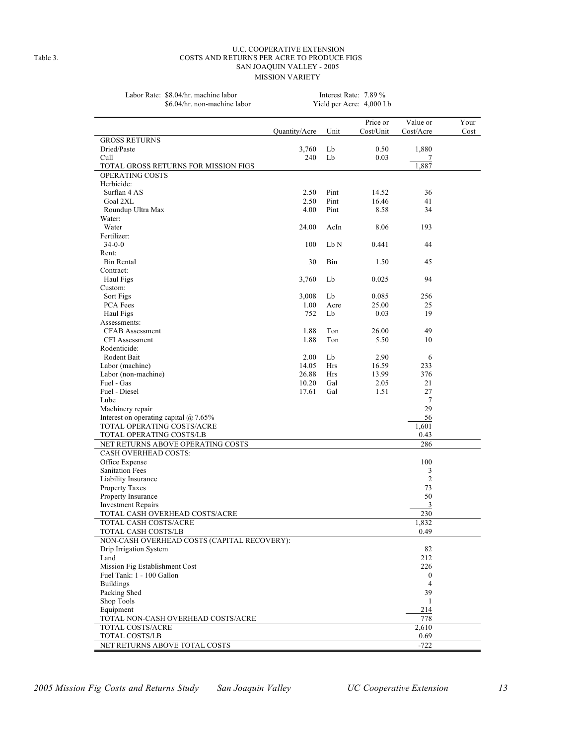Table 3.

# U.C. COOPERATIVE EXTENSION
## COSTS AND RETURNS PER ACRE TO PRODUCE FIGS
### SAN JOAQUIN VALLEY - 2005
### MISSION VARIETY

Labor Rate: $8.04/hr. machine labor
$6.04/hr. non-machine labor

Interest Rate: 7.89 %
Yield per Acre: 4,000 Lb

| | Quantity/Acre | Unit | Price or Cost/Unit | Value or Cost/Acre | Your Cost |
|---|---|---|---|---|---|
| GROSS RETURNS | | | | | |
| Dried/Paste | 3,760 | Lb | 0.50 | 1,880 | |
| Cull | 240 | Lb | 0.03 | 7 | |
| TOTAL GROSS RETURNS FOR MISSION FIGS | | | | 1,887 | |
| OPERATING COSTS | | | | | |
| Herbicide: | | | | | |
| Surflan 4 AS | 2.50 | Pint | 14.52 | 36 | |
| Goal 2XL | 2.50 | Pint | 16.46 | 41 | |
| Roundup Ultra Max | 4.00 | Pint | 8.58 | 34 | |
| Water: | | | | | |
| Water | 24.00 | AcIn | 8.06 | 193 | |
| Fertilizer: | | | | | |
| 34-0-0 | 100 | Lb N | 0.441 | 44 | |
| Rent: | | | | | |
| Bin Rental | 30 | Bin | 1.50 | 45 | |
| Contract: | | | | | |
| Haul Figs | 3,760 | Lb | 0.025 | 94 | |
| Custom: | | | | | |
| Sort Figs | 3,008 | Lb | 0.085 | 256 | |
| PCA Fees | 1.00 | Acre | 25.00 | 25 | |
| Haul Figs | 752 | Lb | 0.03 | 19 | |
| Assessments: | | | | | |
| CFAB Assessment | 1.88 | Ton | 26.00 | 49 | |
| CFI Assessment | 1.88 | Ton | 5.50 | 10 | |
| Rodenticide: | | | | | |
| Rodent Bait | 2.00 | Lb | 2.90 | 6 | |
| Labor (machine) | 14.05 | Hrs | 16.59 | 233 | |
| Labor (non-machine) | 26.88 | Hrs | 13.99 | 376 | |
| Fuel - Gas | 10.20 | Gal | 2.05 | 21 | |
| Fuel - Diesel | 17.61 | Gal | 1.51 | 27 | |
| Lube | | | | 7 | |
| Machinery repair | | | | 29 | |
| Interest on operating capital @ 7.65% | | | | 56 | |
| TOTAL OPERATING COSTS/ACRE | | | | 1,601 | |
| TOTAL OPERATING COSTS/LB | | | | 0.43 | |
| NET RETURNS ABOVE OPERATING COSTS | | | | 286 | |
| CASH OVERHEAD COSTS: | | | | | |
| Office Expense | | | | 100 | |
| Sanitation Fees | | | | 3 | |
| Liability Insurance | | | | 2 | |
| Property Taxes | | | | 73 | |
| Property Insurance | | | | 50 | |
| Investment Repairs | | | | 3 | |
| TOTAL CASH OVERHEAD COSTS/ACRE | | | | 230 | |
| TOTAL CASH COSTS/ACRE | | | | 1,832 | |
| TOTAL CASH COSTS/LB | | | | 0.49 | |
| NON-CASH OVERHEAD COSTS (CAPITAL RECOVERY): | | | | | |
| Drip Irrigation System | | | | 82 | |
| Land | | | | 212 | |
| Mission Fig Establishment Cost | | | | 226 | |
| Fuel Tank: 1 - 100 Gallon | | | | 0 | |
| Buildings | | | | 4 | |
| Packing Shed | | | | 39 | |
| Shop Tools | | | | 1 | |
| Equipment | | | | 214 | |
| TOTAL NON-CASH OVERHEAD COSTS/ACRE | | | | 778 | |
| TOTAL COSTS/ACRE | | | | 2,610 | |
| TOTAL COSTS/LB | | | | 0.69 | |
| NET RETURNS ABOVE TOTAL COSTS | | | | -722 | |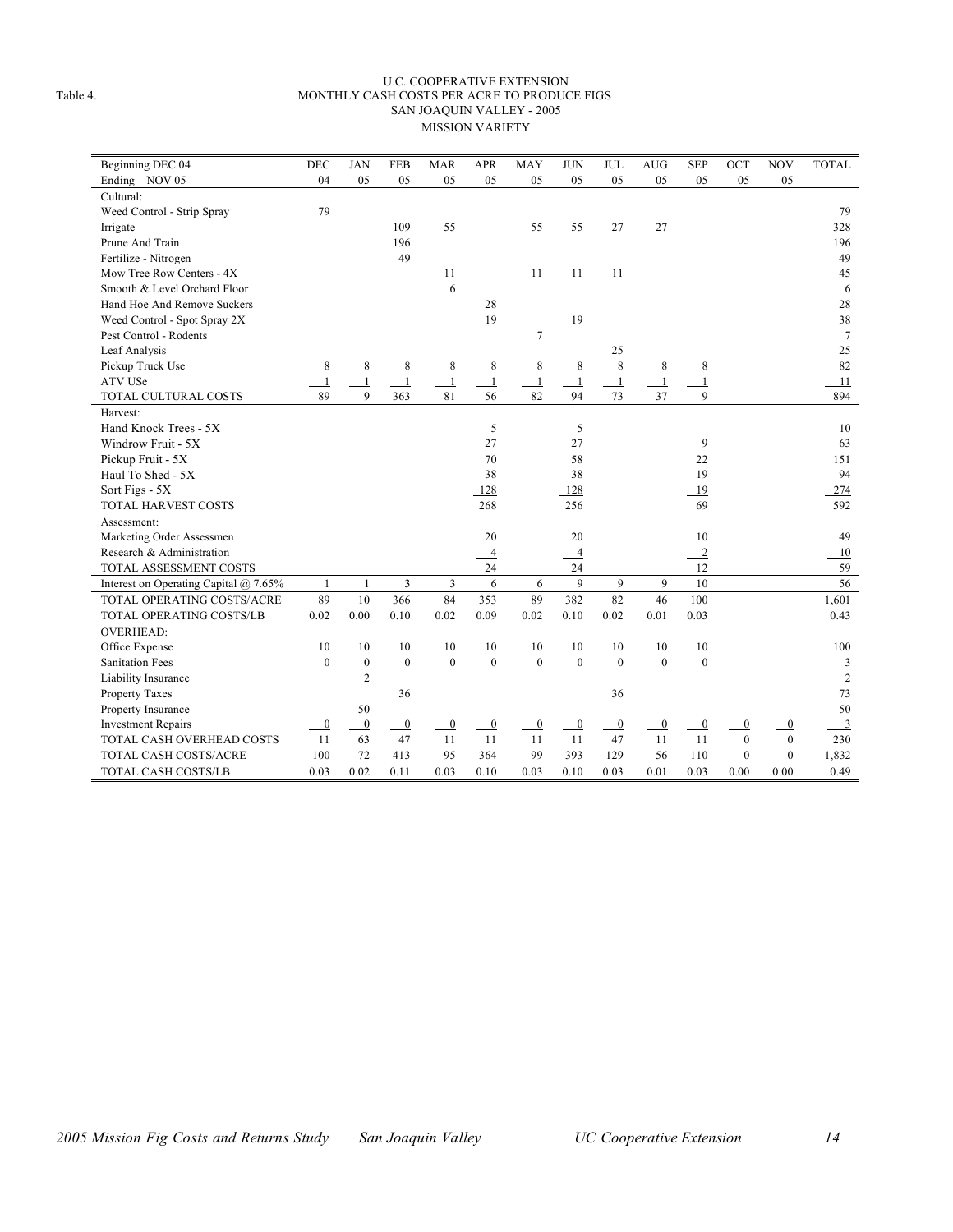Table 4.

U.C. COOPERATIVE EXTENSION
MONTHLY CASH COSTS PER ACRE TO PRODUCE FIGS
SAN JOAQUIN VALLEY - 2005
MISSION VARIETY

| Beginning DEC 04 | DEC | JAN | FEB | MAR | APR | MAY | JUN | JUL | AUG | SEP | OCT | NOV | TOTAL |
|---|---|---|---|---|---|---|---|---|---|---|---|---|---|
| Ending NOV 05 | 04 | 05 | 05 | 05 | 05 | 05 | 05 | 05 | 05 | 05 | 05 | 05 | |
| Cultural: | | | | | | | | | | | | | |
| Weed Control - Strip Spray | 79 | | | | | | | | | | | | 79 |
| Irrigate | | | 109 | 55 | | 55 | 55 | 27 | 27 | | | | 328 |
| Prune And Train | | | 196 | | | | | | | | | | 196 |
| Fertilize - Nitrogen | | | 49 | | | | | | | | | | 49 |
| Mow Tree Row Centers - 4X | | | | 11 | | 11 | 11 | 11 | | | | | 45 |
| Smooth & Level Orchard Floor | | | | 6 | | | | | | | | | 6 |
| Hand Hoe And Remove Suckers | | | | | 28 | | | | | | | | 28 |
| Weed Control - Spot Spray 2X | | | | | 19 | | 19 | | | | | | 38 |
| Pest Control - Rodents | | | | | | 7 | | | | | | | 7 |
| Leaf Analysis | | | | | | | | 25 | | | | | 25 |
| Pickup Truck Use | 8 | 8 | 8 | 8 | 8 | 8 | 8 | 8 | 8 | 8 | | | 82 |
| ATV USe | 1 | 1 | 1 | 1 | 1 | 1 | 1 | 1 | 1 | 1 | | | 11 |
| TOTAL CULTURAL COSTS | 89 | 9 | 363 | 81 | 56 | 82 | 94 | 73 | 37 | 9 | | | 894 |
| Harvest: | | | | | | | | | | | | | |
| Hand Knock Trees - 5X | | | | | 5 | | 5 | | | | | | 10 |
| Windrow Fruit - 5X | | | | | 27 | | 27 | | | 9 | | | 63 |
| Pickup Fruit - 5X | | | | | 70 | | 58 | | | 22 | | | 151 |
| Haul To Shed - 5X | | | | | 38 | | 38 | | | 19 | | | 94 |
| Sort Figs - 5X | | | | | 128 | | 128 | | | 19 | | | 274 |
| TOTAL HARVEST COSTS | | | | | 268 | | 256 | | | 69 | | | 592 |
| Assessment: | | | | | | | | | | | | | |
| Marketing Order Assessmen | | | | | 20 | | 20 | | | 10 | | | 49 |
| Research & Administration | | | | | 4 | | 4 | | | 2 | | | 10 |
| TOTAL ASSESSMENT COSTS | | | | | 24 | | 24 | | | 12 | | | 59 |
| Interest on Operating Capital @ 7.65% | 1 | 1 | 3 | 3 | 6 | 6 | 9 | 9 | 9 | 10 | | | 56 |
| TOTAL OPERATING COSTS/ACRE | 89 | 10 | 366 | 84 | 353 | 89 | 382 | 82 | 46 | 100 | | | 1,601 |
| TOTAL OPERATING COSTS/LB | 0.02 | 0.00 | 0.10 | 0.02 | 0.09 | 0.02 | 0.10 | 0.02 | 0.01 | 0.03 | | | 0.43 |
| OVERHEAD: | | | | | | | | | | | | | |
| Office Expense | 10 | 10 | 10 | 10 | 10 | 10 | 10 | 10 | 10 | 10 | | | 100 |
| Sanitation Fees | 0 | 0 | 0 | 0 | 0 | 0 | 0 | 0 | 0 | 0 | | | 3 |
| Liability Insurance | | 2 | | | | | | | | | | | 2 |
| Property Taxes | | | 36 | | | | | 36 | | | | | 73 |
| Property Insurance | | 50 | | | | | | | | | | | 50 |
| Investment Repairs | 0 | 0 | 0 | 0 | 0 | 0 | 0 | 0 | 0 | 0 | 0 | 0 | 3 |
| TOTAL CASH OVERHEAD COSTS | 11 | 63 | 47 | 11 | 11 | 11 | 11 | 47 | 11 | 11 | 0 | 0 | 230 |
| TOTAL CASH COSTS/ACRE | 100 | 72 | 413 | 95 | 364 | 99 | 393 | 129 | 56 | 110 | 0 | 0 | 1,832 |
| TOTAL CASH COSTS/LB | 0.03 | 0.02 | 0.11 | 0.03 | 0.10 | 0.03 | 0.10 | 0.03 | 0.01 | 0.03 | 0.00 | 0.00 | 0.49 |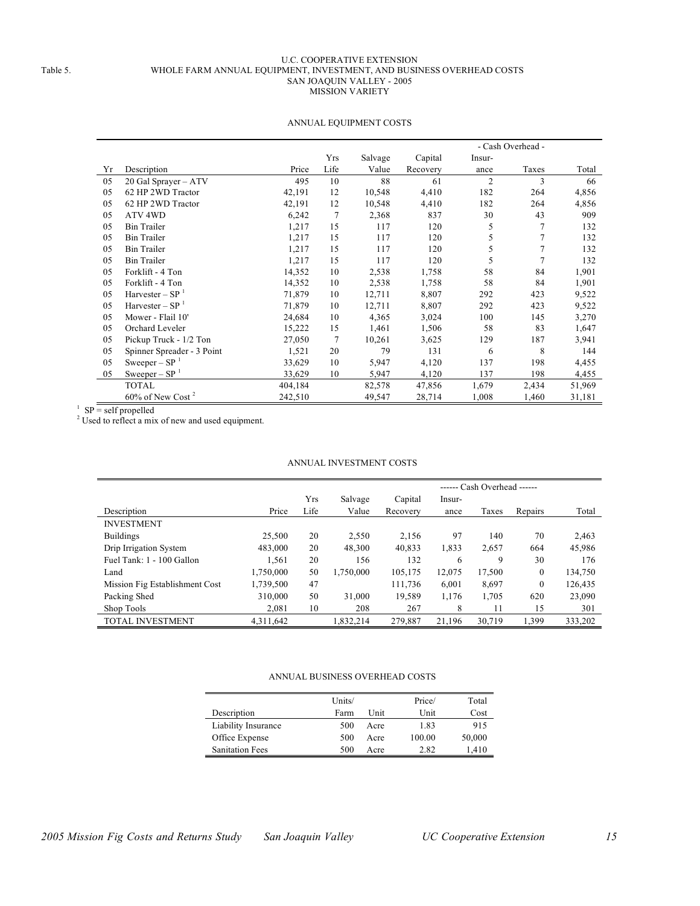Table 5.

# U.C. COOPERATIVE EXTENSION
## WHOLE FARM ANNUAL EQUIPMENT, INVESTMENT, AND BUSINESS OVERHEAD COSTS
## SAN JOAQUIN VALLEY - 2005
## MISSION VARIETY

### ANNUAL EQUIPMENT COSTS

| | | | | | | - Cash Overhead - | | |
|---|---|---|---|---|---|---|---|---|
| Yr | Description | Price | Yrs Life | Salvage Value | Capital Recovery | Insur-ance | Taxes | Total |
| 05 | 20 Gal Sprayer – ATV | 495 | 10 | 88 | 61 | 2 | 3 | 66 |
| 05 | 62 HP 2WD Tractor | 42,191 | 12 | 10,548 | 4,410 | 182 | 264 | 4,856 |
| 05 | 62 HP 2WD Tractor | 42,191 | 12 | 10,548 | 4,410 | 182 | 264 | 4,856 |
| 05 | ATV 4WD | 6,242 | 7 | 2,368 | 837 | 30 | 43 | 909 |
| 05 | Bin Trailer | 1,217 | 15 | 117 | 120 | 5 | 7 | 132 |
| 05 | Bin Trailer | 1,217 | 15 | 117 | 120 | 5 | 7 | 132 |
| 05 | Bin Trailer | 1,217 | 15 | 117 | 120 | 5 | 7 | 132 |
| 05 | Bin Trailer | 1,217 | 15 | 117 | 120 | 5 | 7 | 132 |
| 05 | Forklift - 4 Ton | 14,352 | 10 | 2,538 | 1,758 | 58 | 84 | 1,901 |
| 05 | Forklift - 4 Ton | 14,352 | 10 | 2,538 | 1,758 | 58 | 84 | 1,901 |
| 05 | Harvester – SP [1] | 71,879 | 10 | 12,711 | 8,807 | 292 | 423 | 9,522 |
| 05 | Harvester – SP [1] | 71,879 | 10 | 12,711 | 8,807 | 292 | 423 | 9,522 |
| 05 | Mower - Flail 10' | 24,684 | 10 | 4,365 | 3,024 | 100 | 145 | 3,270 |
| 05 | Orchard Leveler | 15,222 | 15 | 1,461 | 1,506 | 58 | 83 | 1,647 |
| 05 | Pickup Truck - 1/2 Ton | 27,050 | 7 | 10,261 | 3,625 | 129 | 187 | 3,941 |
| 05 | Spinner Spreader - 3 Point | 1,521 | 20 | 79 | 131 | 6 | 8 | 144 |
| 05 | Sweeper – SP [1] | 33,629 | 10 | 5,947 | 4,120 | 137 | 198 | 4,455 |
| 05 | Sweeper – SP [1] | 33,629 | 10 | 5,947 | 4,120 | 137 | 198 | 4,455 |
| | TOTAL | 404,184 | | 82,578 | 47,856 | 1,679 | 2,434 | 51,969 |
| | 60% of New Cost [2] | 242,510 | | 49,547 | 28,714 | 1,008 | 1,460 | 31,181 |

[1] SP = self propelled
[2] Used to reflect a mix of new and used equipment.

### ANNUAL INVESTMENT COSTS

| | | | | | ------ Cash Overhead ------ | | | |
|---|---|---|---|---|---|---|---|---|
| Description | Price | Yrs Life | Salvage Value | Capital Recovery | Insur-ance | Taxes | Repairs | Total |
| INVESTMENT | | | | | | | | |
| Buildings | 25,500 | 20 | 2,550 | 2,156 | 97 | 140 | 70 | 2,463 |
| Drip Irrigation System | 483,000 | 20 | 48,300 | 40,833 | 1,833 | 2,657 | 664 | 45,986 |
| Fuel Tank: 1 - 100 Gallon | 1,561 | 20 | 156 | 132 | 6 | 9 | 30 | 176 |
| Land | 1,750,000 | 50 | 1,750,000 | 105,175 | 12,075 | 17,500 | 0 | 134,750 |
| Mission Fig Establishment Cost | 1,739,500 | 47 | | 111,736 | 6,001 | 8,697 | 0 | 126,435 |
| Packing Shed | 310,000 | 50 | 31,000 | 19,589 | 1,176 | 1,705 | 620 | 23,090 |
| Shop Tools | 2,081 | 10 | 208 | 267 | 8 | 11 | 15 | 301 |
| TOTAL INVESTMENT | 4,311,642 | | 1,832,214 | 279,887 | 21,196 | 30,719 | 1,399 | 333,202 |

### ANNUAL BUSINESS OVERHEAD COSTS

| Description | Units/ Farm | Unit | Price/ Unit | Total Cost |
|---|---|---|---|---|
| Liability Insurance | 500 | Acre | 1.83 | 915 |
| Office Expense | 500 | Acre | 100.00 | 50,000 |
| Sanitation Fees | 500 | Acre | 2.82 | 1,410 |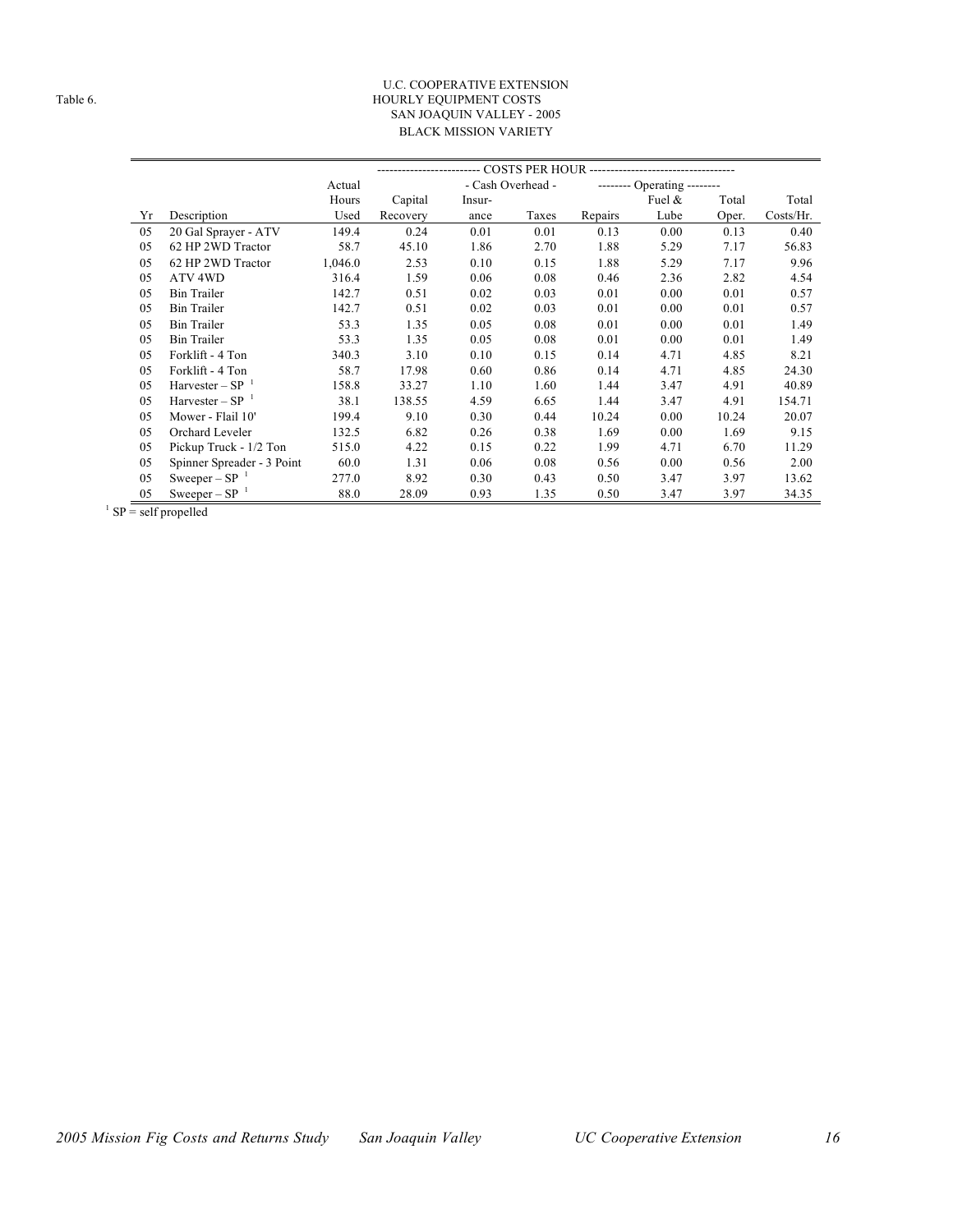Table 6.

U.C. COOPERATIVE EXTENSION
HOURLY EQUIPMENT COSTS
SAN JOAQUIN VALLEY - 2005
BLACK MISSION VARIETY

| | | | COSTS PER HOUR | | | | | | |
|---|---|---|---|---|---|---|---|---|---|
| | | Actual | | - Cash Overhead - | | Operating | | | |
| Yr | Description | Hours Used | Capital Recovery | Insur-ance | Taxes | Repairs | Fuel & Lube | Total Oper. | Total Costs/Hr. |
| 05 | 20 Gal Sprayer - ATV | 149.4 | 0.24 | 0.01 | 0.01 | 0.13 | 0.00 | 0.13 | 0.40 |
| 05 | 62 HP 2WD Tractor | 58.7 | 45.10 | 1.86 | 2.70 | 1.88 | 5.29 | 7.17 | 56.83 |
| 05 | 62 HP 2WD Tractor | 1,046.0 | 2.53 | 0.10 | 0.15 | 1.88 | 5.29 | 7.17 | 9.96 |
| 05 | ATV 4WD | 316.4 | 1.59 | 0.06 | 0.08 | 0.46 | 2.36 | 2.82 | 4.54 |
| 05 | Bin Trailer | 142.7 | 0.51 | 0.02 | 0.03 | 0.01 | 0.00 | 0.01 | 0.57 |
| 05 | Bin Trailer | 142.7 | 0.51 | 0.02 | 0.03 | 0.01 | 0.00 | 0.01 | 0.57 |
| 05 | Bin Trailer | 53.3 | 1.35 | 0.05 | 0.08 | 0.01 | 0.00 | 0.01 | 1.49 |
| 05 | Bin Trailer | 53.3 | 1.35 | 0.05 | 0.08 | 0.01 | 0.00 | 0.01 | 1.49 |
| 05 | Forklift - 4 Ton | 340.3 | 3.10 | 0.10 | 0.15 | 0.14 | 4.71 | 4.85 | 8.21 |
| 05 | Forklift - 4 Ton | 58.7 | 17.98 | 0.60 | 0.86 | 0.14 | 4.71 | 4.85 | 24.30 |
| 05 | Harvester – SP [1] | 158.8 | 33.27 | 1.10 | 1.60 | 1.44 | 3.47 | 4.91 | 40.89 |
| 05 | Harvester – SP [1] | 38.1 | 138.55 | 4.59 | 6.65 | 1.44 | 3.47 | 4.91 | 154.71 |
| 05 | Mower - Flail 10' | 199.4 | 9.10 | 0.30 | 0.44 | 10.24 | 0.00 | 10.24 | 20.07 |
| 05 | Orchard Leveler | 132.5 | 6.82 | 0.26 | 0.38 | 1.69 | 0.00 | 1.69 | 9.15 |
| 05 | Pickup Truck - 1/2 Ton | 515.0 | 4.22 | 0.15 | 0.22 | 1.99 | 4.71 | 6.70 | 11.29 |
| 05 | Spinner Spreader - 3 Point | 60.0 | 1.31 | 0.06 | 0.08 | 0.56 | 0.00 | 0.56 | 2.00 |
| 05 | Sweeper – SP [1] | 277.0 | 8.92 | 0.30 | 0.43 | 0.50 | 3.47 | 3.97 | 13.62 |
| 05 | Sweeper – SP [1] | 88.0 | 28.09 | 0.93 | 1.35 | 0.50 | 3.47 | 3.97 | 34.35 |

[1] SP = self propelled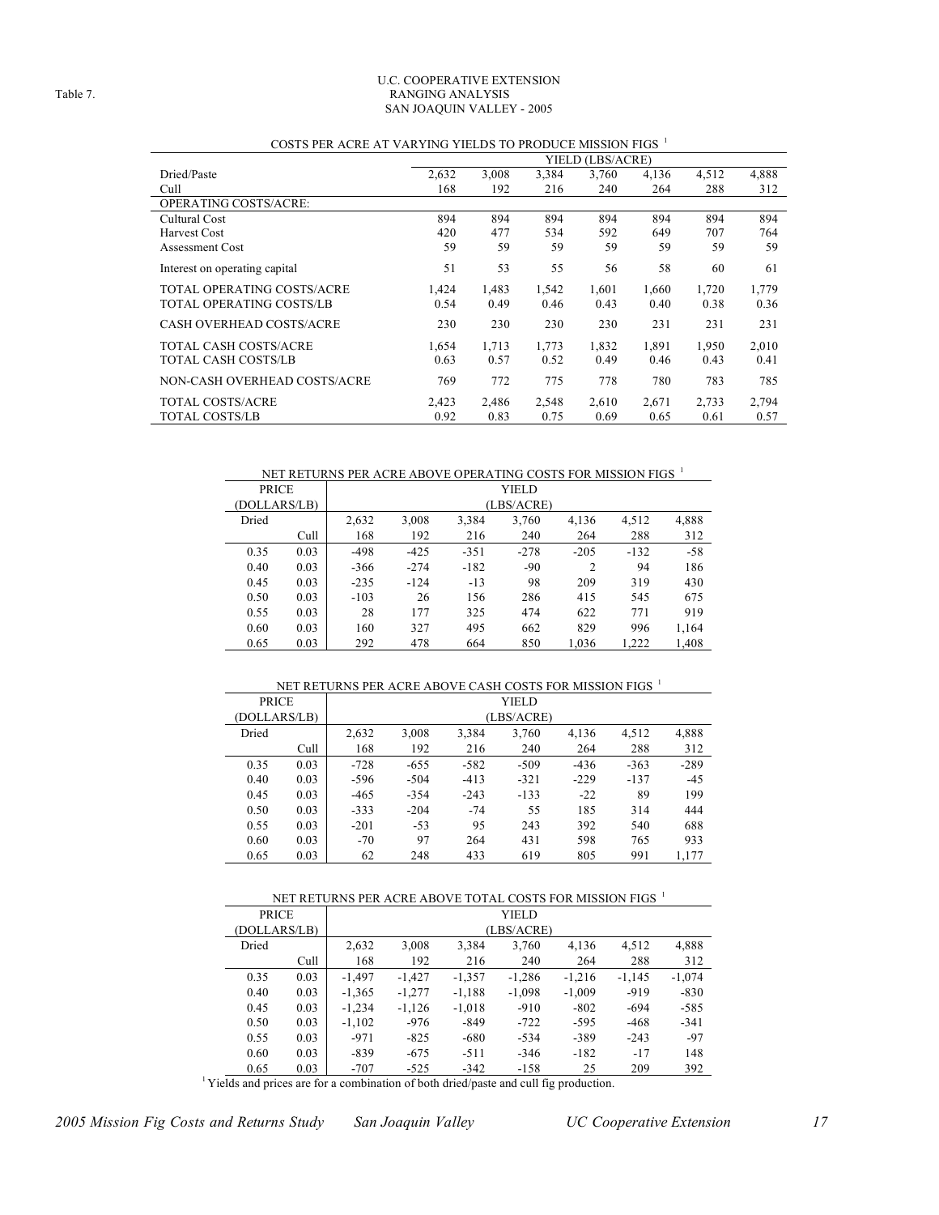Table 7.

U.C. COOPERATIVE EXTENSION
RANGING ANALYSIS
SAN JOAQUIN VALLEY - 2005

COSTS PER ACRE AT VARYING YIELDS TO PRODUCE MISSION FIGS [1]

| | YIELD (LBS/ACRE) | | | | | | |
|---|---|---|---|---|---|---|---|
| Dried/Paste | 2,632 | 3,008 | 3,384 | 3,760 | 4,136 | 4,512 | 4,888 |
| Cull | 168 | 192 | 216 | 240 | 264 | 288 | 312 |
| OPERATING COSTS/ACRE: | | | | | | | |
| Cultural Cost | 894 | 894 | 894 | 894 | 894 | 894 | 894 |
| Harvest Cost | 420 | 477 | 534 | 592 | 649 | 707 | 764 |
| Assessment Cost | 59 | 59 | 59 | 59 | 59 | 59 | 59 |
| Interest on operating capital | 51 | 53 | 55 | 56 | 58 | 60 | 61 |
| TOTAL OPERATING COSTS/ACRE | 1,424 | 1,483 | 1,542 | 1,601 | 1,660 | 1,720 | 1,779 |
| TOTAL OPERATING COSTS/LB | 0.54 | 0.49 | 0.46 | 0.43 | 0.40 | 0.38 | 0.36 |
| CASH OVERHEAD COSTS/ACRE | 230 | 230 | 230 | 230 | 231 | 231 | 231 |
| TOTAL CASH COSTS/ACRE | 1,654 | 1,713 | 1,773 | 1,832 | 1,891 | 1,950 | 2,010 |
| TOTAL CASH COSTS/LB | 0.63 | 0.57 | 0.52 | 0.49 | 0.46 | 0.43 | 0.41 |
| NON-CASH OVERHEAD COSTS/ACRE | 769 | 772 | 775 | 778 | 780 | 783 | 785 |
| TOTAL COSTS/ACRE | 2,423 | 2,486 | 2,548 | 2,610 | 2,671 | 2,733 | 2,794 |
| TOTAL COSTS/LB | 0.92 | 0.83 | 0.75 | 0.69 | 0.65 | 0.61 | 0.57 |

NET RETURNS PER ACRE ABOVE OPERATING COSTS FOR MISSION FIGS [1]

| PRICE (DOLLARS/LB) | | YIELD (LBS/ACRE) | | | | | | |
|---|---|---|---|---|---|---|---|---|
| Dried | | 2,632 | 3,008 | 3,384 | 3,760 | 4,136 | 4,512 | 4,888 |
| | Cull | 168 | 192 | 216 | 240 | 264 | 288 | 312 |
| 0.35 | 0.03 | -498 | -425 | -351 | -278 | -205 | -132 | -58 |
| 0.40 | 0.03 | -366 | -274 | -182 | -90 | 2 | 94 | 186 |
| 0.45 | 0.03 | -235 | -124 | -13 | 98 | 209 | 319 | 430 |
| 0.50 | 0.03 | -103 | 26 | 156 | 286 | 415 | 545 | 675 |
| 0.55 | 0.03 | 28 | 177 | 325 | 474 | 622 | 771 | 919 |
| 0.60 | 0.03 | 160 | 327 | 495 | 662 | 829 | 996 | 1,164 |
| 0.65 | 0.03 | 292 | 478 | 664 | 850 | 1,036 | 1,222 | 1,408 |

NET RETURNS PER ACRE ABOVE CASH COSTS FOR MISSION FIGS [1]

| PRICE (DOLLARS/LB) | | YIELD (LBS/ACRE) | | | | | | |
|---|---|---|---|---|---|---|---|---|
| Dried | | 2,632 | 3,008 | 3,384 | 3,760 | 4,136 | 4,512 | 4,888 |
| | Cull | 168 | 192 | 216 | 240 | 264 | 288 | 312 |
| 0.35 | 0.03 | -728 | -655 | -582 | -509 | -436 | -363 | -289 |
| 0.40 | 0.03 | -596 | -504 | -413 | -321 | -229 | -137 | -45 |
| 0.45 | 0.03 | -465 | -354 | -243 | -133 | -22 | 89 | 199 |
| 0.50 | 0.03 | -333 | -204 | -74 | 55 | 185 | 314 | 444 |
| 0.55 | 0.03 | -201 | -53 | 95 | 243 | 392 | 540 | 688 |
| 0.60 | 0.03 | -70 | 97 | 264 | 431 | 598 | 765 | 933 |
| 0.65 | 0.03 | 62 | 248 | 433 | 619 | 805 | 991 | 1,177 |

NET RETURNS PER ACRE ABOVE TOTAL COSTS FOR MISSION FIGS [1]

| PRICE (DOLLARS/LB) | | YIELD (LBS/ACRE) | | | | | | |
|---|---|---|---|---|---|---|---|---|
| Dried | | 2,632 | 3,008 | 3,384 | 3,760 | 4,136 | 4,512 | 4,888 |
| | Cull | 168 | 192 | 216 | 240 | 264 | 288 | 312 |
| 0.35 | 0.03 | -1,497 | -1,427 | -1,357 | -1,286 | -1,216 | -1,145 | -1,074 |
| 0.40 | 0.03 | -1,365 | -1,277 | -1,188 | -1,098 | -1,009 | -919 | -830 |
| 0.45 | 0.03 | -1,234 | -1,126 | -1,018 | -910 | -802 | -694 | -585 |
| 0.50 | 0.03 | -1,102 | -976 | -849 | -722 | -595 | -468 | -341 |
| 0.55 | 0.03 | -971 | -825 | -680 | -534 | -389 | -243 | -97 |
| 0.60 | 0.03 | -839 | -675 | -511 | -346 | -182 | -17 | 148 |
| 0.65 | 0.03 | -707 | -525 | -342 | -158 | 25 | 209 | 392 |

[1] Yields and prices are for a combination of both dried/paste and cull fig production.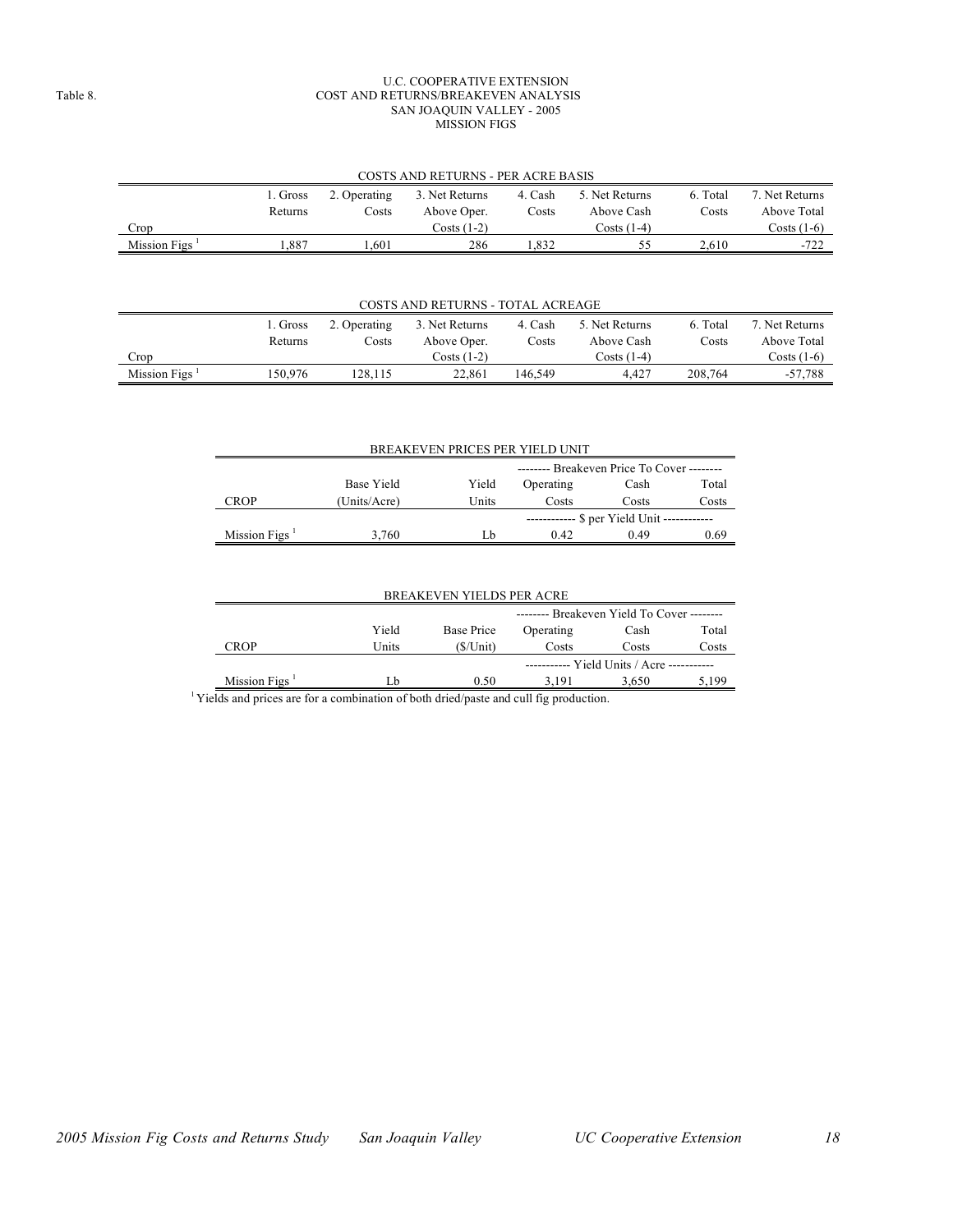Table 8.

# U.C. COOPERATIVE EXTENSION
## COST AND RETURNS/BREAKEVEN ANALYSIS
## SAN JOAQUIN VALLEY - 2005
## MISSION FIGS

COSTS AND RETURNS - PER ACRE BASIS

| Crop | 1. Gross Returns | 2. Operating Costs | 3. Net Returns Above Oper. Costs (1-2) | 4. Cash Costs | 5. Net Returns Above Cash Costs (1-4) | 6. Total Costs | 7. Net Returns Above Total Costs (1-6) |
|---|---|---|---|---|---|---|---|
| Mission Figs [1] | 1,887 | 1,601 | 286 | 1,832 | 55 | 2,610 | -722 |

COSTS AND RETURNS - TOTAL ACREAGE

| Crop | 1. Gross Returns | 2. Operating Costs | 3. Net Returns Above Oper. Costs (1-2) | 4. Cash Costs | 5. Net Returns Above Cash Costs (1-4) | 6. Total Costs | 7. Net Returns Above Total Costs (1-6) |
|---|---|---|---|---|---|---|---|
| Mission Figs [1] | 150,976 | 128,115 | 22,861 | 146,549 | 4,427 | 208,764 | -57,788 |

BREAKEVEN PRICES PER YIELD UNIT

| | | | -------- Breakeven Price To Cover -------- | | |
|---|---|---|---|---|---|
| CROP | Base Yield (Units/Acre) | Yield Units | Operating Costs | Cash Costs | Total Costs |
| | | | ------------ $ per Yield Unit ------------ | | |
| Mission Figs [1] | 3,760 | Lb | 0.42 | 0.49 | 0.69 |

BREAKEVEN YIELDS PER ACRE

| | | | -------- Breakeven Yield To Cover -------- | | |
|---|---|---|---|---|---|
| CROP | Yield Units | Base Price ($/Unit) | Operating Costs | Cash Costs | Total Costs |
| | | | ----------- Yield Units / Acre ----------- | | |
| Mission Figs [1] | Lb | 0.50 | 3,191 | 3,650 | 5,199 |

[1] Yields and prices are for a combination of both dried/paste and cull fig production.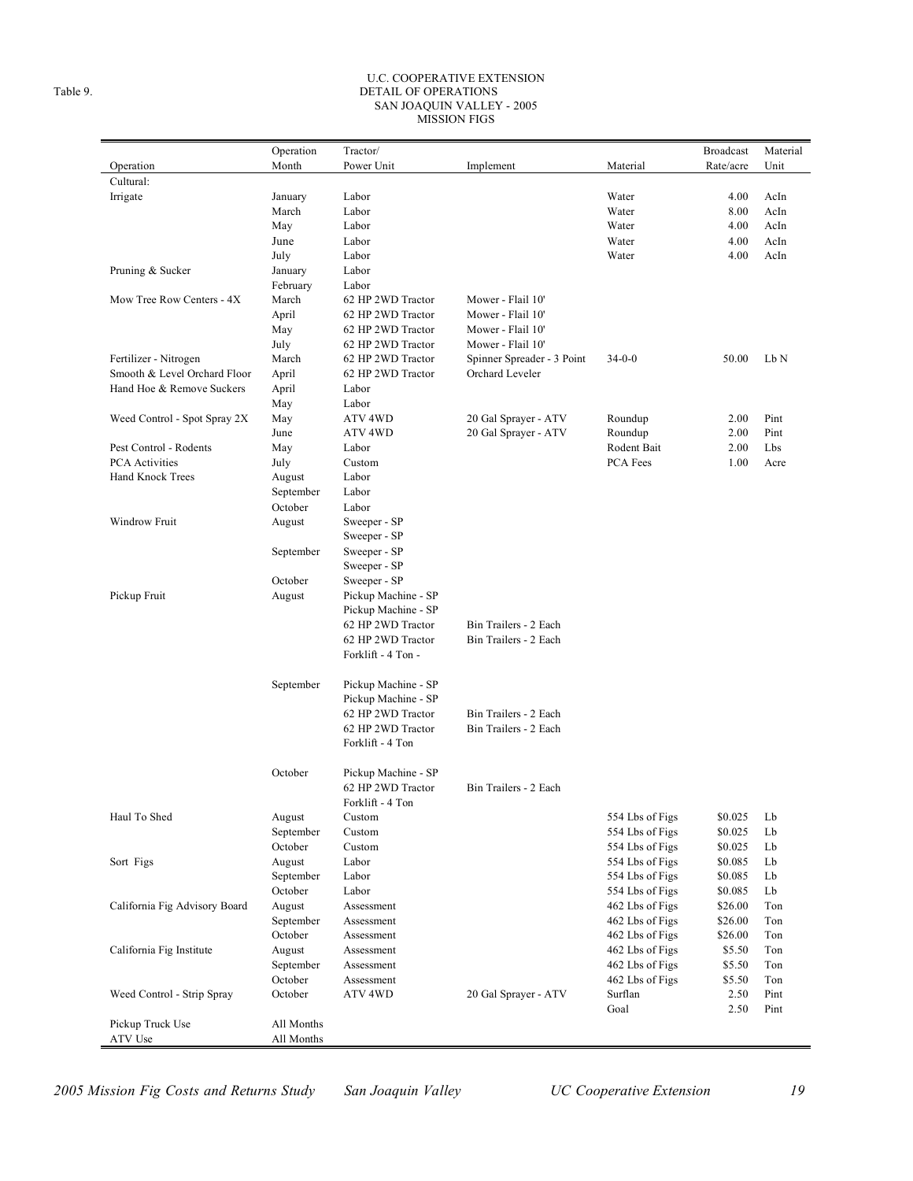Table 9.

U.C. COOPERATIVE EXTENSION
DETAIL OF OPERATIONS
SAN JOAQUIN VALLEY - 2005
MISSION FIGS

| Operation | Operation Month | Tractor/ Power Unit | Implement | Material | Broadcast Rate/acre | Material Unit |
|---|---|---|---|---|---|---|
| Cultural: | | | | | | |
| Irrigate | January | Labor | | Water | 4.00 | AcIn |
| | March | Labor | | Water | 8.00 | AcIn |
| | May | Labor | | Water | 4.00 | AcIn |
| | June | Labor | | Water | 4.00 | AcIn |
| | July | Labor | | Water | 4.00 | AcIn |
| Pruning & Sucker | January | Labor | | | | |
| | February | Labor | | | | |
| Mow Tree Row Centers - 4X | March | 62 HP 2WD Tractor | Mower - Flail 10' | | | |
| | April | 62 HP 2WD Tractor | Mower - Flail 10' | | | |
| | May | 62 HP 2WD Tractor | Mower - Flail 10' | | | |
| | July | 62 HP 2WD Tractor | Mower - Flail 10' | | | |
| Fertilizer - Nitrogen | March | 62 HP 2WD Tractor | Spinner Spreader - 3 Point | 34-0-0 | 50.00 | Lb N |
| Smooth & Level Orchard Floor | April | 62 HP 2WD Tractor | Orchard Leveler | | | |
| Hand Hoe & Remove Suckers | April | Labor | | | | |
| | May | Labor | | | | |
| Weed Control - Spot Spray 2X | May | ATV 4WD | 20 Gal Sprayer - ATV | Roundup | 2.00 | Pint |
| | June | ATV 4WD | 20 Gal Sprayer - ATV | Roundup | 2.00 | Pint |
| Pest Control - Rodents | May | Labor | | Rodent Bait | 2.00 | Lbs |
| PCA Activities | July | Custom | | PCA Fees | 1.00 | Acre |
| Hand Knock Trees | August | Labor | | | | |
| | September | Labor | | | | |
| | October | Labor | | | | |
| Windrow Fruit | August | Sweeper - SP | | | | |
| | | Sweeper - SP | | | | |
| | September | Sweeper - SP | | | | |
| | | Sweeper - SP | | | | |
| | October | Sweeper - SP | | | | |
| Pickup Fruit | August | Pickup Machine - SP | | | | |
| | | Pickup Machine - SP | | | | |
| | | 62 HP 2WD Tractor | Bin Trailers - 2 Each | | | |
| | | 62 HP 2WD Tractor | Bin Trailers - 2 Each | | | |
| | | Forklift - 4 Ton - | | | | |
| | September | Pickup Machine - SP | | | | |
| | | Pickup Machine - SP | | | | |
| | | 62 HP 2WD Tractor | Bin Trailers - 2 Each | | | |
| | | 62 HP 2WD Tractor | Bin Trailers - 2 Each | | | |
| | | Forklift - 4 Ton | | | | |
| | October | Pickup Machine - SP | | | | |
| | | 62 HP 2WD Tractor | Bin Trailers - 2 Each | | | |
| | | Forklift - 4 Ton | | | | |
| Haul To Shed | August | Custom | | 554 Lbs of Figs | $0.025 | Lb |
| | September | Custom | | 554 Lbs of Figs | $0.025 | Lb |
| | October | Custom | | 554 Lbs of Figs | $0.025 | Lb |
| Sort Figs | August | Labor | | 554 Lbs of Figs | $0.085 | Lb |
| | September | Labor | | 554 Lbs of Figs | $0.085 | Lb |
| | October | Labor | | 554 Lbs of Figs | $0.085 | Lb |
| California Fig Advisory Board | August | Assessment | | 462 Lbs of Figs | $26.00 | Ton |
| | September | Assessment | | 462 Lbs of Figs | $26.00 | Ton |
| | October | Assessment | | 462 Lbs of Figs | $26.00 | Ton |
| California Fig Institute | August | Assessment | | 462 Lbs of Figs | $5.50 | Ton |
| | September | Assessment | | 462 Lbs of Figs | $5.50 | Ton |
| | October | Assessment | | 462 Lbs of Figs | $5.50 | Ton |
| Weed Control - Strip Spray | October | ATV 4WD | 20 Gal Sprayer - ATV | Surflan | 2.50 | Pint |
| | | | | Goal | 2.50 | Pint |
| Pickup Truck Use | All Months | | | | | |
| ATV Use | All Months | | | | | |